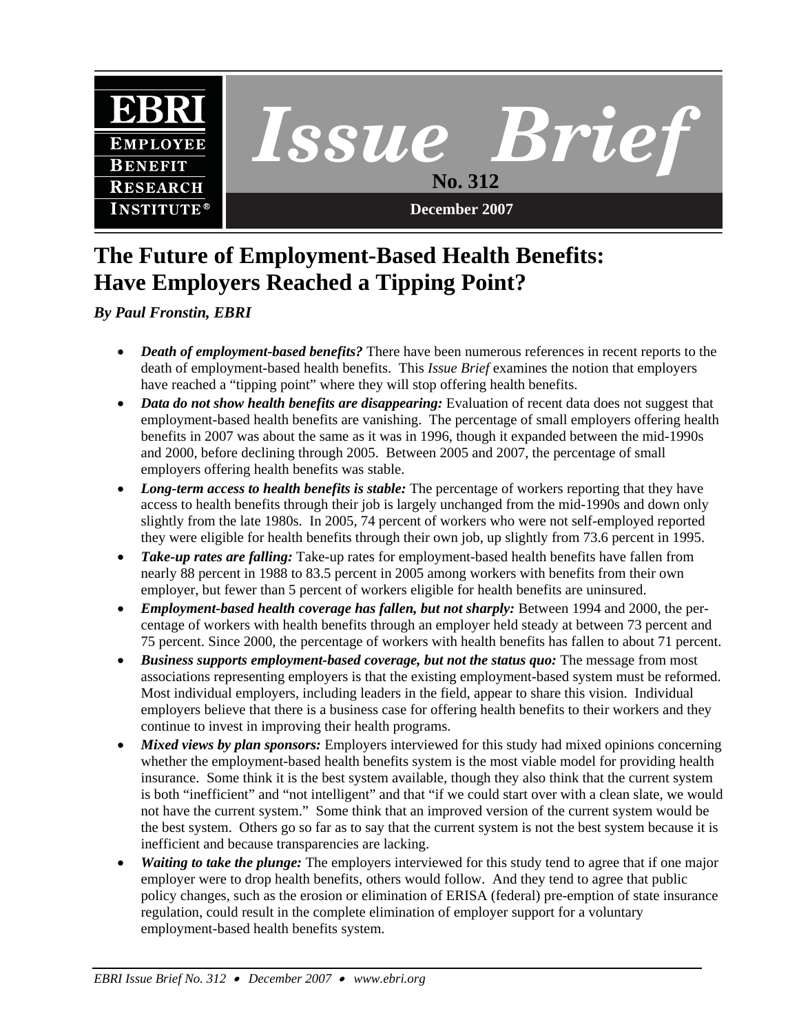EBRI
EMPLOYEE
BENEFIT
RESEARCH
INSTITUTE®

# Issue Brief

**No. 312**

**December 2007**

# The Future of Employment-Based Health Benefits: Have Employers Reached a Tipping Point?

***By Paul Fronstin, EBRI***

- ***Death of employment-based benefits?*** There have been numerous references in recent reports to the death of employment-based health benefits. This *Issue Brief* examines the notion that employers have reached a "tipping point" where they will stop offering health benefits.
- ***Data do not show health benefits are disappearing:*** Evaluation of recent data does not suggest that employment-based health benefits are vanishing. The percentage of small employers offering health benefits in 2007 was about the same as it was in 1996, though it expanded between the mid-1990s and 2000, before declining through 2005. Between 2005 and 2007, the percentage of small employers offering health benefits was stable.
- ***Long-term access to health benefits is stable:*** The percentage of workers reporting that they have access to health benefits through their job is largely unchanged from the mid-1990s and down only slightly from the late 1980s. In 2005, 74 percent of workers who were not self-employed reported they were eligible for health benefits through their own job, up slightly from 73.6 percent in 1995.
- ***Take-up rates are falling:*** Take-up rates for employment-based health benefits have fallen from nearly 88 percent in 1988 to 83.5 percent in 2005 among workers with benefits from their own employer, but fewer than 5 percent of workers eligible for health benefits are uninsured.
- ***Employment-based health coverage has fallen, but not sharply:*** Between 1994 and 2000, the percentage of workers with health benefits through an employer held steady at between 73 percent and 75 percent. Since 2000, the percentage of workers with health benefits has fallen to about 71 percent.
- ***Business supports employment-based coverage, but not the status quo:*** The message from most associations representing employers is that the existing employment-based system must be reformed. Most individual employers, including leaders in the field, appear to share this vision. Individual employers believe that there is a business case for offering health benefits to their workers and they continue to invest in improving their health programs.
- ***Mixed views by plan sponsors:*** Employers interviewed for this study had mixed opinions concerning whether the employment-based health benefits system is the most viable model for providing health insurance. Some think it is the best system available, though they also think that the current system is both "inefficient" and "not intelligent" and that "if we could start over with a clean slate, we would not have the current system." Some think that an improved version of the current system would be the best system. Others go so far as to say that the current system is not the best system because it is inefficient and because transparencies are lacking.
- ***Waiting to take the plunge:*** The employers interviewed for this study tend to agree that if one major employer were to drop health benefits, others would follow. And they tend to agree that public policy changes, such as the erosion or elimination of ERISA (federal) pre-emption of state insurance regulation, could result in the complete elimination of employer support for a voluntary employment-based health benefits system.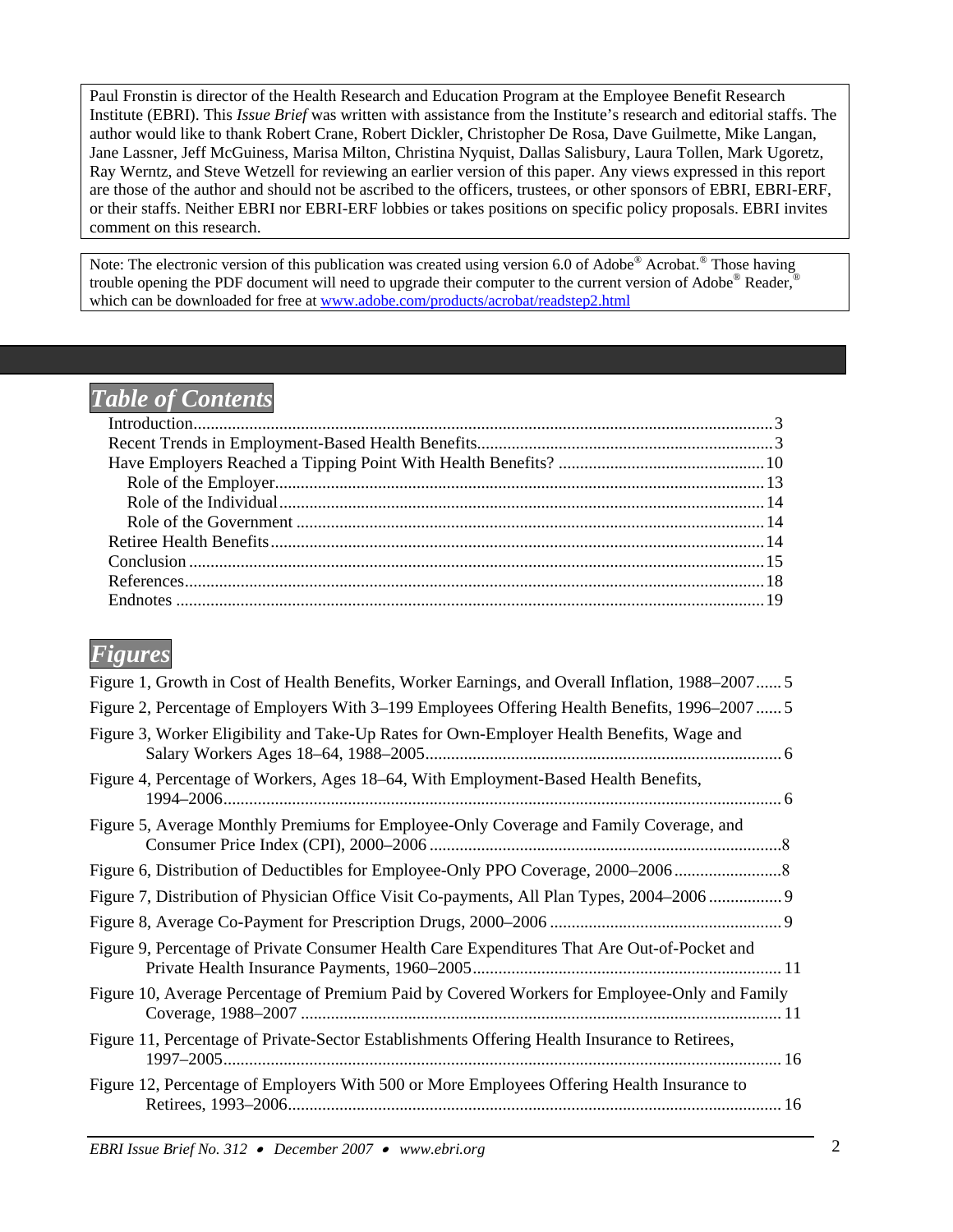Paul Fronstin is director of the Health Research and Education Program at the Employee Benefit Research Institute (EBRI). This *Issue Brief* was written with assistance from the Institute's research and editorial staffs. The author would like to thank Robert Crane, Robert Dickler, Christopher De Rosa, Dave Guilmette, Mike Langan, Jane Lassner, Jeff McGuiness, Marisa Milton, Christina Nyquist, Dallas Salisbury, Laura Tollen, Mark Ugoretz, Ray Werntz, and Steve Wetzell for reviewing an earlier version of this paper. Any views expressed in this report are those of the author and should not be ascribed to the officers, trustees, or other sponsors of EBRI, EBRI-ERF, or their staffs. Neither EBRI nor EBRI-ERF lobbies or takes positions on specific policy proposals. EBRI invites comment on this research.

Note: The electronic version of this publication was created using version 6.0 of Adobe® Acrobat.® Those having trouble opening the PDF document will need to upgrade their computer to the current version of Adobe® Reader,® which can be downloaded for free at www.adobe.com/products/acrobat/readstep2.html

## *Table of Contents*

- Introduction ..... 3
- Recent Trends in Employment-Based Health Benefits ..... 3
- Have Employers Reached a Tipping Point With Health Benefits? ..... 10
  - Role of the Employer ..... 13
  - Role of the Individual ..... 14
  - Role of the Government ..... 14
- Retiree Health Benefits ..... 14
- Conclusion ..... 15
- References ..... 18
- Endnotes ..... 19

## *Figures*

- Figure 1, Growth in Cost of Health Benefits, Worker Earnings, and Overall Inflation, 1988–2007 ..... 5
- Figure 2, Percentage of Employers With 3–199 Employees Offering Health Benefits, 1996–2007 ..... 5
- Figure 3, Worker Eligibility and Take-Up Rates for Own-Employer Health Benefits, Wage and Salary Workers Ages 18–64, 1988–2005 ..... 6
- Figure 4, Percentage of Workers, Ages 18–64, With Employment-Based Health Benefits, 1994–2006 ..... 6
- Figure 5, Average Monthly Premiums for Employee-Only Coverage and Family Coverage, and Consumer Price Index (CPI), 2000–2006 ..... 8
- Figure 6, Distribution of Deductibles for Employee-Only PPO Coverage, 2000–2006 ..... 8
- Figure 7, Distribution of Physician Office Visit Co-payments, All Plan Types, 2004–2006 ..... 9
- Figure 8, Average Co-Payment for Prescription Drugs, 2000–2006 ..... 9
- Figure 9, Percentage of Private Consumer Health Care Expenditures That Are Out-of-Pocket and Private Health Insurance Payments, 1960–2005 ..... 11
- Figure 10, Average Percentage of Premium Paid by Covered Workers for Employee-Only and Family Coverage, 1988–2007 ..... 11
- Figure 11, Percentage of Private-Sector Establishments Offering Health Insurance to Retirees, 1997–2005 ..... 16
- Figure 12, Percentage of Employers With 500 or More Employees Offering Health Insurance to Retirees, 1993–2006 ..... 16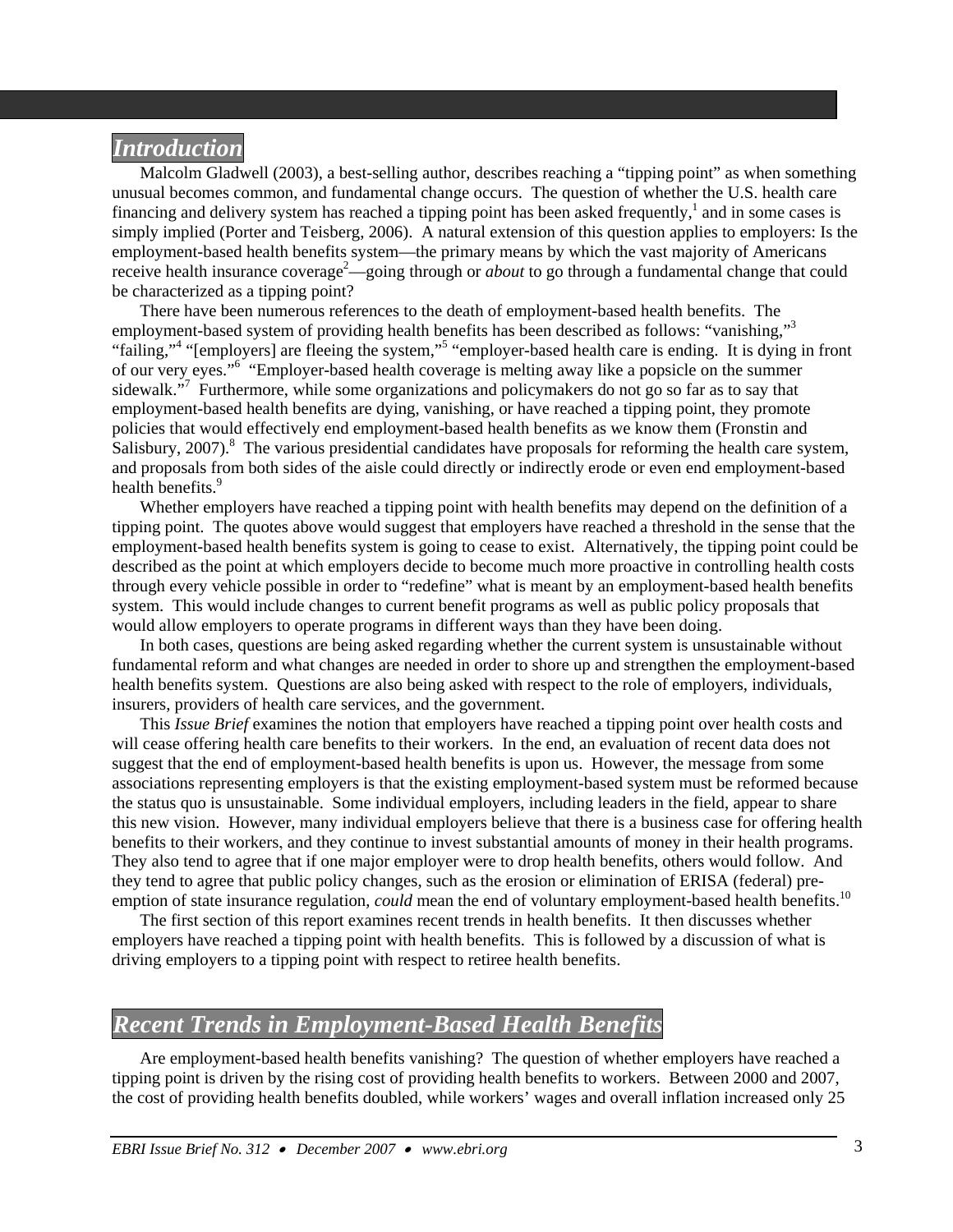## *Introduction*

Malcolm Gladwell (2003), a best-selling author, describes reaching a "tipping point" as when something unusual becomes common, and fundamental change occurs. The question of whether the U.S. health care financing and delivery system has reached a tipping point has been asked frequently,[1] and in some cases is simply implied (Porter and Teisberg, 2006). A natural extension of this question applies to employers: Is the employment-based health benefits system—the primary means by which the vast majority of Americans receive health insurance coverage[2]—going through or *about* to go through a fundamental change that could be characterized as a tipping point?

There have been numerous references to the death of employment-based health benefits. The employment-based system of providing health benefits has been described as follows: "vanishing,"[3] "failing,"[4] "[employers] are fleeing the system,"[5] "employer-based health care is ending. It is dying in front of our very eyes."[6] "Employer-based health coverage is melting away like a popsicle on the summer sidewalk."[7] Furthermore, while some organizations and policymakers do not go so far as to say that employment-based health benefits are dying, vanishing, or have reached a tipping point, they promote policies that would effectively end employment-based health benefits as we know them (Fronstin and Salisbury, 2007).[8] The various presidential candidates have proposals for reforming the health care system, and proposals from both sides of the aisle could directly or indirectly erode or even end employment-based health benefits.[9]

Whether employers have reached a tipping point with health benefits may depend on the definition of a tipping point. The quotes above would suggest that employers have reached a threshold in the sense that the employment-based health benefits system is going to cease to exist. Alternatively, the tipping point could be described as the point at which employers decide to become much more proactive in controlling health costs through every vehicle possible in order to "redefine" what is meant by an employment-based health benefits system. This would include changes to current benefit programs as well as public policy proposals that would allow employers to operate programs in different ways than they have been doing.

In both cases, questions are being asked regarding whether the current system is unsustainable without fundamental reform and what changes are needed in order to shore up and strengthen the employment-based health benefits system. Questions are also being asked with respect to the role of employers, individuals, insurers, providers of health care services, and the government.

This *Issue Brief* examines the notion that employers have reached a tipping point over health costs and will cease offering health care benefits to their workers. In the end, an evaluation of recent data does not suggest that the end of employment-based health benefits is upon us. However, the message from some associations representing employers is that the existing employment-based system must be reformed because the status quo is unsustainable. Some individual employers, including leaders in the field, appear to share this new vision. However, many individual employers believe that there is a business case for offering health benefits to their workers, and they continue to invest substantial amounts of money in their health programs. They also tend to agree that if one major employer were to drop health benefits, others would follow. And they tend to agree that public policy changes, such as the erosion or elimination of ERISA (federal) pre-emption of state insurance regulation, *could* mean the end of voluntary employment-based health benefits.[10]

The first section of this report examines recent trends in health benefits. It then discusses whether employers have reached a tipping point with health benefits. This is followed by a discussion of what is driving employers to a tipping point with respect to retiree health benefits.

## *Recent Trends in Employment-Based Health Benefits*

Are employment-based health benefits vanishing? The question of whether employers have reached a tipping point is driven by the rising cost of providing health benefits to workers. Between 2000 and 2007, the cost of providing health benefits doubled, while workers' wages and overall inflation increased only 25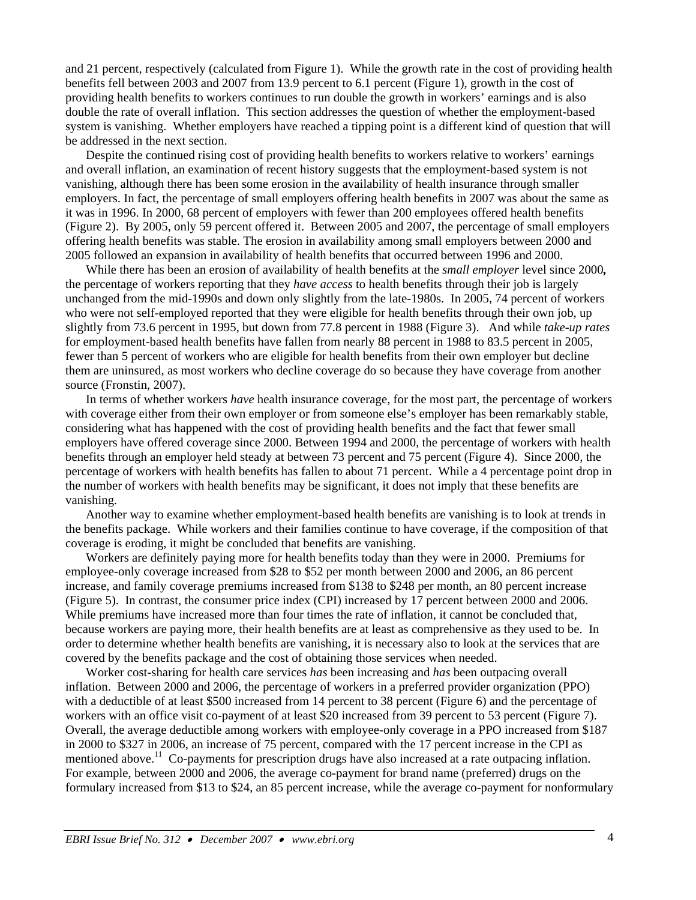and 21 percent, respectively (calculated from Figure 1). While the growth rate in the cost of providing health benefits fell between 2003 and 2007 from 13.9 percent to 6.1 percent (Figure 1), growth in the cost of providing health benefits to workers continues to run double the growth in workers' earnings and is also double the rate of overall inflation. This section addresses the question of whether the employment-based system is vanishing. Whether employers have reached a tipping point is a different kind of question that will be addressed in the next section.

Despite the continued rising cost of providing health benefits to workers relative to workers' earnings and overall inflation, an examination of recent history suggests that the employment-based system is not vanishing, although there has been some erosion in the availability of health insurance through smaller employers. In fact, the percentage of small employers offering health benefits in 2007 was about the same as it was in 1996. In 2000, 68 percent of employers with fewer than 200 employees offered health benefits (Figure 2). By 2005, only 59 percent offered it. Between 2005 and 2007, the percentage of small employers offering health benefits was stable. The erosion in availability among small employers between 2000 and 2005 followed an expansion in availability of health benefits that occurred between 1996 and 2000.

While there has been an erosion of availability of health benefits at the *small employer* level since 2000**,** the percentage of workers reporting that they *have access* to health benefits through their job is largely unchanged from the mid-1990s and down only slightly from the late-1980s. In 2005, 74 percent of workers who were not self-employed reported that they were eligible for health benefits through their own job, up slightly from 73.6 percent in 1995, but down from 77.8 percent in 1988 (Figure 3). And while *take-up rates* for employment-based health benefits have fallen from nearly 88 percent in 1988 to 83.5 percent in 2005, fewer than 5 percent of workers who are eligible for health benefits from their own employer but decline them are uninsured, as most workers who decline coverage do so because they have coverage from another source (Fronstin, 2007).

In terms of whether workers *have* health insurance coverage, for the most part, the percentage of workers with coverage either from their own employer or from someone else's employer has been remarkably stable, considering what has happened with the cost of providing health benefits and the fact that fewer small employers have offered coverage since 2000. Between 1994 and 2000, the percentage of workers with health benefits through an employer held steady at between 73 percent and 75 percent (Figure 4). Since 2000, the percentage of workers with health benefits has fallen to about 71 percent. While a 4 percentage point drop in the number of workers with health benefits may be significant, it does not imply that these benefits are vanishing.

Another way to examine whether employment-based health benefits are vanishing is to look at trends in the benefits package. While workers and their families continue to have coverage, if the composition of that coverage is eroding, it might be concluded that benefits are vanishing.

Workers are definitely paying more for health benefits today than they were in 2000. Premiums for employee-only coverage increased from $28 to $52 per month between 2000 and 2006, an 86 percent increase, and family coverage premiums increased from $138 to $248 per month, an 80 percent increase (Figure 5). In contrast, the consumer price index (CPI) increased by 17 percent between 2000 and 2006. While premiums have increased more than four times the rate of inflation, it cannot be concluded that, because workers are paying more, their health benefits are at least as comprehensive as they used to be. In order to determine whether health benefits are vanishing, it is necessary also to look at the services that are covered by the benefits package and the cost of obtaining those services when needed.

Worker cost-sharing for health care services *has* been increasing and *has* been outpacing overall inflation. Between 2000 and 2006, the percentage of workers in a preferred provider organization (PPO) with a deductible of at least $500 increased from 14 percent to 38 percent (Figure 6) and the percentage of workers with an office visit co-payment of at least $20 increased from 39 percent to 53 percent (Figure 7). Overall, the average deductible among workers with employee-only coverage in a PPO increased from $187 in 2000 to $327 in 2006, an increase of 75 percent, compared with the 17 percent increase in the CPI as mentioned above.[11] Co-payments for prescription drugs have also increased at a rate outpacing inflation. For example, between 2000 and 2006, the average co-payment for brand name (preferred) drugs on the formulary increased from $13 to $24, an 85 percent increase, while the average co-payment for nonformulary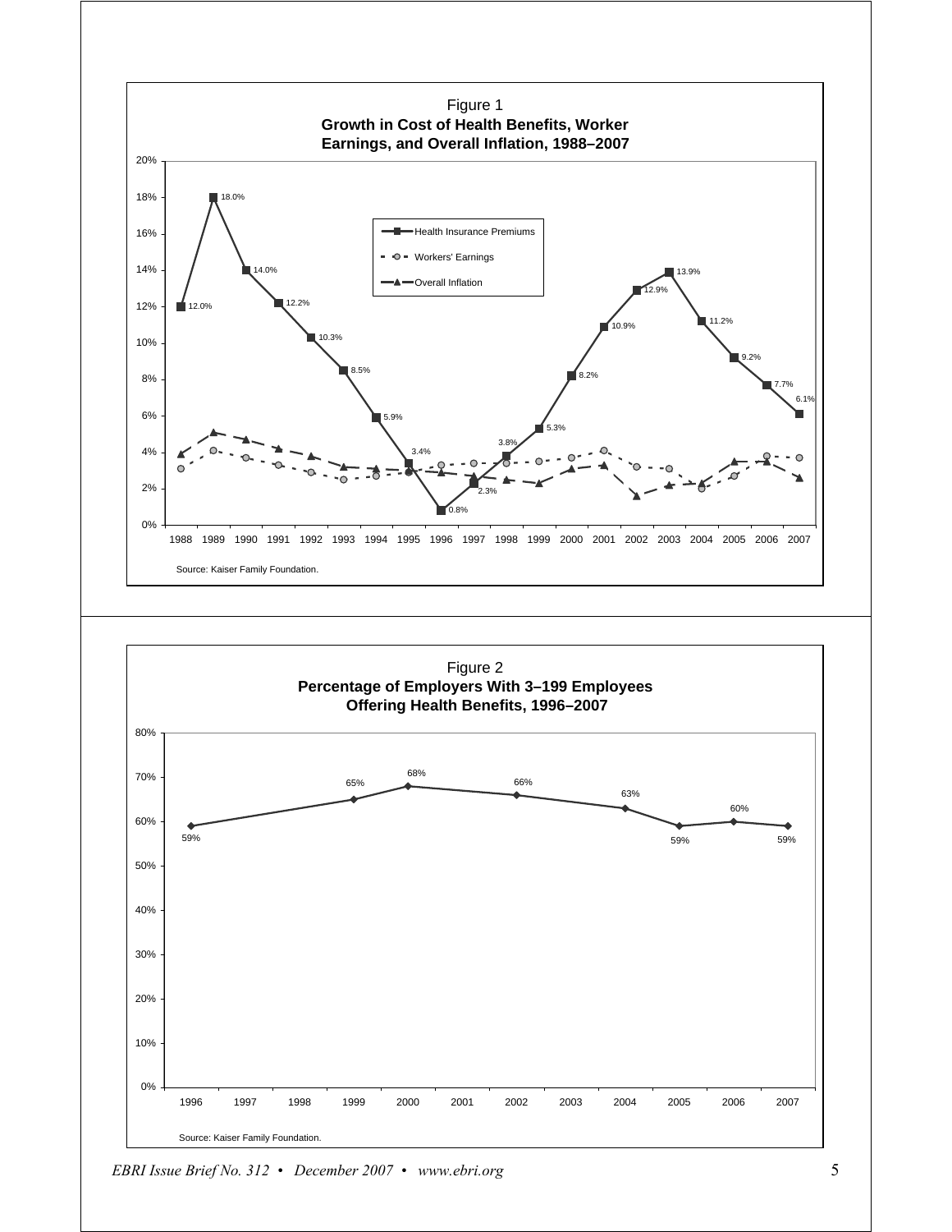Figure 1
**Growth in Cost of Health Benefits, Worker Earnings, and Overall Inflation, 1988–2007**

| Year | Health Insurance Premiums |
|---|---|
| 1988 | 12.0% |
| 1989 | 18.0% |
| 1990 | 14.0% |
| 1991 | 12.2% |
| 1992 | 10.3% |
| 1993 | 8.5% |
| 1994 | 5.9% |
| 1995 | 3.4% |
| 1996 | 0.8% |
| 1997 | 2.3% |
| 1998 | 3.8% |
| 1999 | 5.3% |
| 2000 | 8.2% |
| 2001 | 10.9% |
| 2002 | 12.9% |
| 2003 | 13.9% |
| 2004 | 11.2% |
| 2005 | 9.2% |
| 2006 | 7.7% |
| 2007 | 6.1% |

Legend: Health Insurance Premiums; Workers' Earnings; Overall Inflation

Source: Kaiser Family Foundation.

Figure 2
**Percentage of Employers With 3–199 Employees Offering Health Benefits, 1996–2007**

| Year | Percentage |
|---|---|
| 1996 | 59% |
| 1999 | 65% |
| 2000 | 68% |
| 2002 | 66% |
| 2004 | 63% |
| 2005 | 59% |
| 2006 | 60% |
| 2007 | 59% |

Source: Kaiser Family Foundation.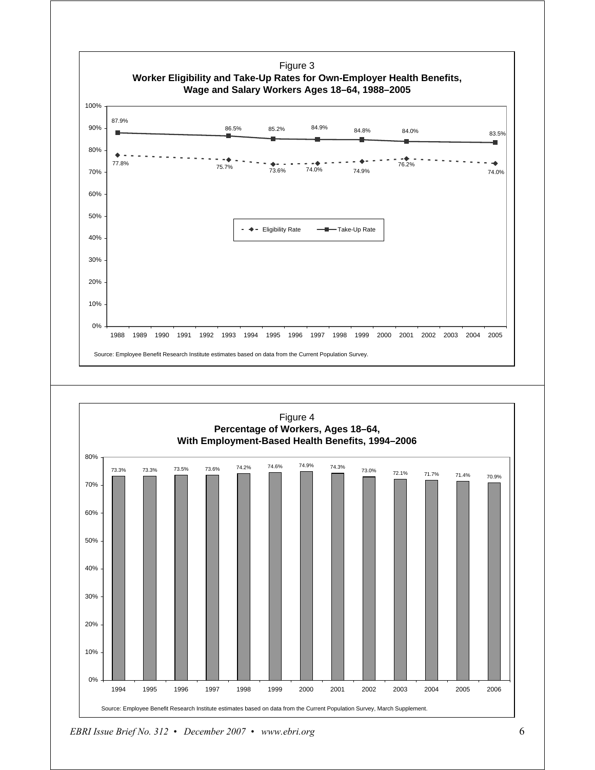Figure 3

**Worker Eligibility and Take-Up Rates for Own-Employer Health Benefits, Wage and Salary Workers Ages 18–64, 1988–2005**

| Year | Eligibility Rate | Take-Up Rate |
|---|---|---|
| 1988 | 77.8% | 87.9% |
| 1993 | 75.7% | 86.5% |
| 1995 | 73.6% | 85.2% |
| 1997 | 74.0% | 84.9% |
| 1999 | 74.9% | 84.8% |
| 2001 | 76.2% | 84.0% |
| 2005 | 74.0% | 83.5% |

Source: Employee Benefit Research Institute estimates based on data from the Current Population Survey.

Figure 4

**Percentage of Workers, Ages 18–64, With Employment-Based Health Benefits, 1994–2006**

| Year | Percentage |
|---|---|
| 1994 | 73.3% |
| 1995 | 73.3% |
| 1996 | 73.5% |
| 1997 | 73.6% |
| 1998 | 74.2% |
| 1999 | 74.6% |
| 2000 | 74.9% |
| 2001 | 74.3% |
| 2002 | 73.0% |
| 2003 | 72.1% |
| 2004 | 71.7% |
| 2005 | 71.4% |
| 2006 | 70.9% |

Source: Employee Benefit Research Institute estimates based on data from the Current Population Survey, March Supplement.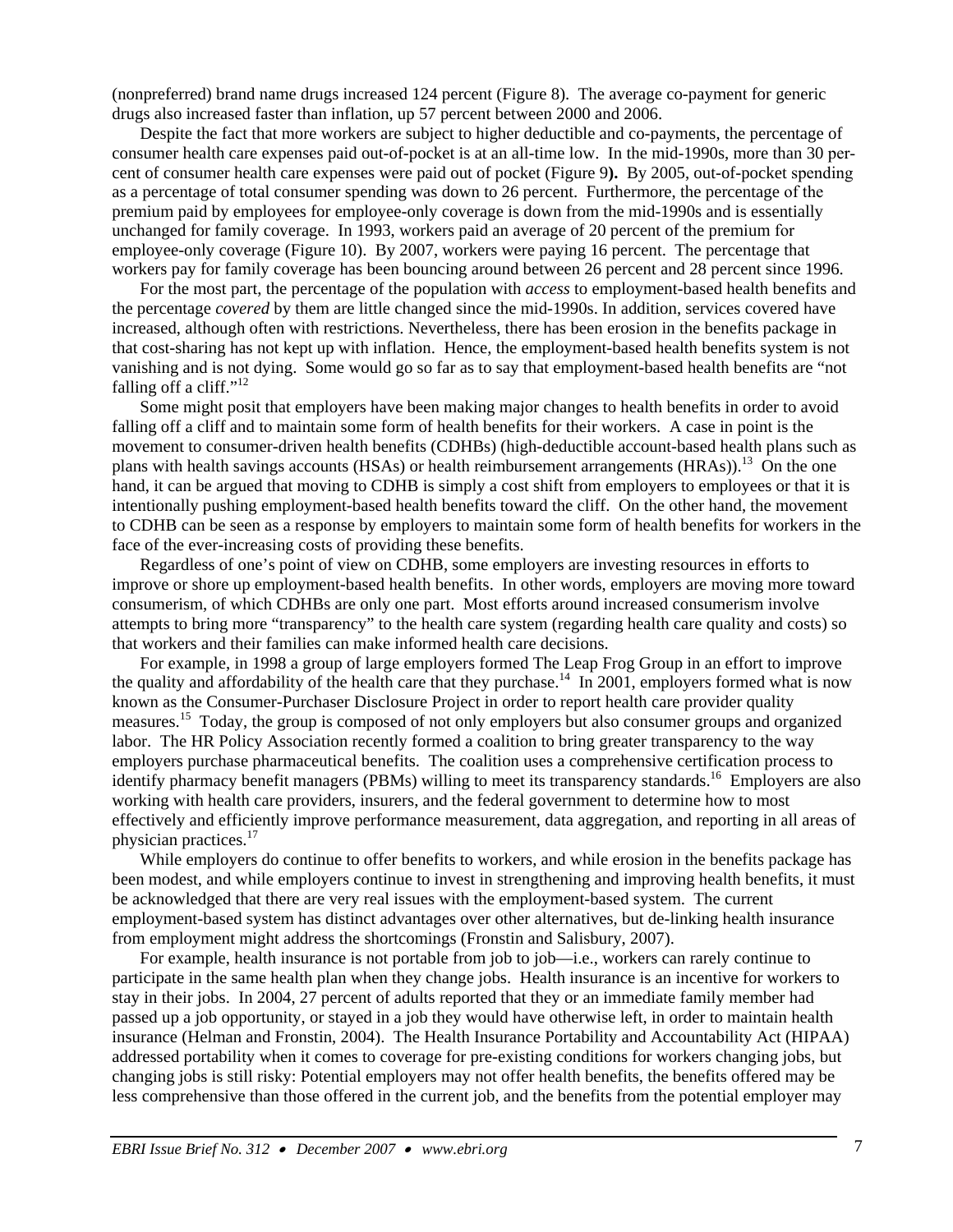(nonpreferred) brand name drugs increased 124 percent (Figure 8). The average co-payment for generic drugs also increased faster than inflation, up 57 percent between 2000 and 2006.

Despite the fact that more workers are subject to higher deductible and co-payments, the percentage of consumer health care expenses paid out-of-pocket is at an all-time low. In the mid-1990s, more than 30 percent of consumer health care expenses were paid out of pocket (Figure 9**).** By 2005, out-of-pocket spending as a percentage of total consumer spending was down to 26 percent. Furthermore, the percentage of the premium paid by employees for employee-only coverage is down from the mid-1990s and is essentially unchanged for family coverage. In 1993, workers paid an average of 20 percent of the premium for employee-only coverage (Figure 10). By 2007, workers were paying 16 percent. The percentage that workers pay for family coverage has been bouncing around between 26 percent and 28 percent since 1996.

For the most part, the percentage of the population with *access* to employment-based health benefits and the percentage *covered* by them are little changed since the mid-1990s. In addition, services covered have increased, although often with restrictions. Nevertheless, there has been erosion in the benefits package in that cost-sharing has not kept up with inflation. Hence, the employment-based health benefits system is not vanishing and is not dying. Some would go so far as to say that employment-based health benefits are "not falling off a cliff."[12]

Some might posit that employers have been making major changes to health benefits in order to avoid falling off a cliff and to maintain some form of health benefits for their workers. A case in point is the movement to consumer-driven health benefits (CDHBs) (high-deductible account-based health plans such as plans with health savings accounts (HSAs) or health reimbursement arrangements (HRAs)).[13] On the one hand, it can be argued that moving to CDHB is simply a cost shift from employers to employees or that it is intentionally pushing employment-based health benefits toward the cliff. On the other hand, the movement to CDHB can be seen as a response by employers to maintain some form of health benefits for workers in the face of the ever-increasing costs of providing these benefits.

Regardless of one's point of view on CDHB, some employers are investing resources in efforts to improve or shore up employment-based health benefits. In other words, employers are moving more toward consumerism, of which CDHBs are only one part. Most efforts around increased consumerism involve attempts to bring more "transparency" to the health care system (regarding health care quality and costs) so that workers and their families can make informed health care decisions.

For example, in 1998 a group of large employers formed The Leap Frog Group in an effort to improve the quality and affordability of the health care that they purchase.[14] In 2001, employers formed what is now known as the Consumer-Purchaser Disclosure Project in order to report health care provider quality measures.[15] Today, the group is composed of not only employers but also consumer groups and organized labor. The HR Policy Association recently formed a coalition to bring greater transparency to the way employers purchase pharmaceutical benefits. The coalition uses a comprehensive certification process to identify pharmacy benefit managers (PBMs) willing to meet its transparency standards.[16] Employers are also working with health care providers, insurers, and the federal government to determine how to most effectively and efficiently improve performance measurement, data aggregation, and reporting in all areas of physician practices.[17]

While employers do continue to offer benefits to workers, and while erosion in the benefits package has been modest, and while employers continue to invest in strengthening and improving health benefits, it must be acknowledged that there are very real issues with the employment-based system. The current employment-based system has distinct advantages over other alternatives, but de-linking health insurance from employment might address the shortcomings (Fronstin and Salisbury, 2007).

For example, health insurance is not portable from job to job—i.e., workers can rarely continue to participate in the same health plan when they change jobs. Health insurance is an incentive for workers to stay in their jobs. In 2004, 27 percent of adults reported that they or an immediate family member had passed up a job opportunity, or stayed in a job they would have otherwise left, in order to maintain health insurance (Helman and Fronstin, 2004). The Health Insurance Portability and Accountability Act (HIPAA) addressed portability when it comes to coverage for pre-existing conditions for workers changing jobs, but changing jobs is still risky: Potential employers may not offer health benefits, the benefits offered may be less comprehensive than those offered in the current job, and the benefits from the potential employer may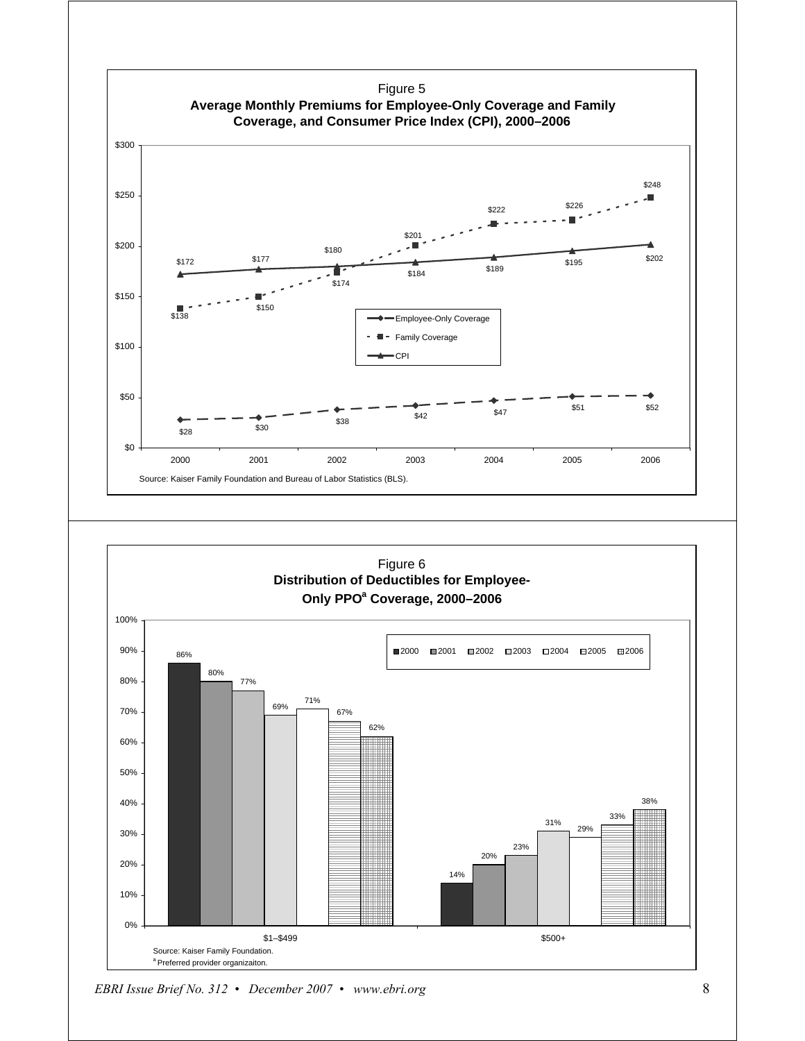Figure 5
**Average Monthly Premiums for Employee-Only Coverage and Family Coverage, and Consumer Price Index (CPI), 2000–2006**

| Year | Employee-Only Coverage | Family Coverage | CPI |
|---|---|---|---|
| 2000 | $28 | $138 | $172 |
| 2001 | $30 | $150 | $177 |
| 2002 | $38 | $174 | $180 |
| 2003 | $42 | $201 | $184 |
| 2004 | $47 | $222 | $189 |
| 2005 | $51 | $226 | $195 |
| 2006 | $52 | $248 | $202 |

Source: Kaiser Family Foundation and Bureau of Labor Statistics (BLS).

Figure 6
**Distribution of Deductibles for Employee-Only PPO[a] Coverage, 2000–2006**

| Deductible | 2000 | 2001 | 2002 | 2003 | 2004 | 2005 | 2006 |
|---|---|---|---|---|---|---|---|
| $1–$499 | 86% | 80% | 77% | 69% | 71% | 67% | 62% |
| $500+ | 14% | 20% | 23% | 31% | 29% | 33% | 38% |

Source: Kaiser Family Foundation.
[a] Preferred provider organizaiton.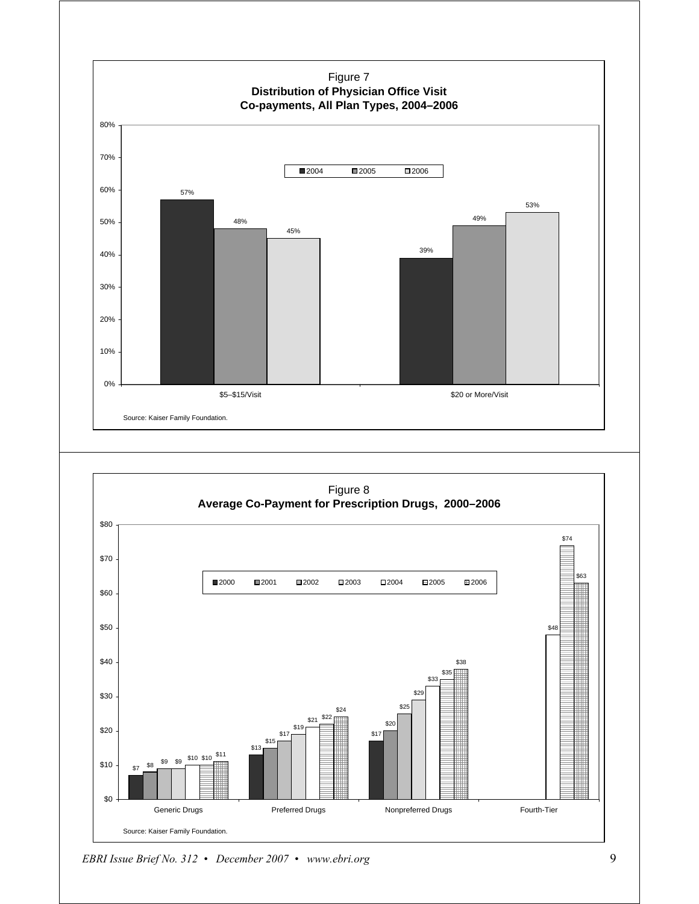Figure 7
**Distribution of Physician Office Visit Co-payments, All Plan Types, 2004–2006**

| | 2004 | 2005 | 2006 |
|---|---|---|---|
| $5–$15/Visit | 57% | 48% | 45% |
| $20 or More/Visit | 39% | 49% | 53% |

Source: Kaiser Family Foundation.

Figure 8
**Average Co-Payment for Prescription Drugs, 2000–2006**

| | 2000 | 2001 | 2002 | 2003 | 2004 | 2005 | 2006 |
|---|---|---|---|---|---|---|---|
| Generic Drugs | $7 | $8 | $9 | $9 | $10 | $10 | $11 |
| Preferred Drugs | $13 | $15 | $17 | $19 | $21 | $22 | $24 |
| Nonpreferred Drugs | $17 | $20 | $25 | $29 | $33 | $35 | $38 |
| Fourth-Tier | | | | | $48 | $74 | $63 |

Source: Kaiser Family Foundation.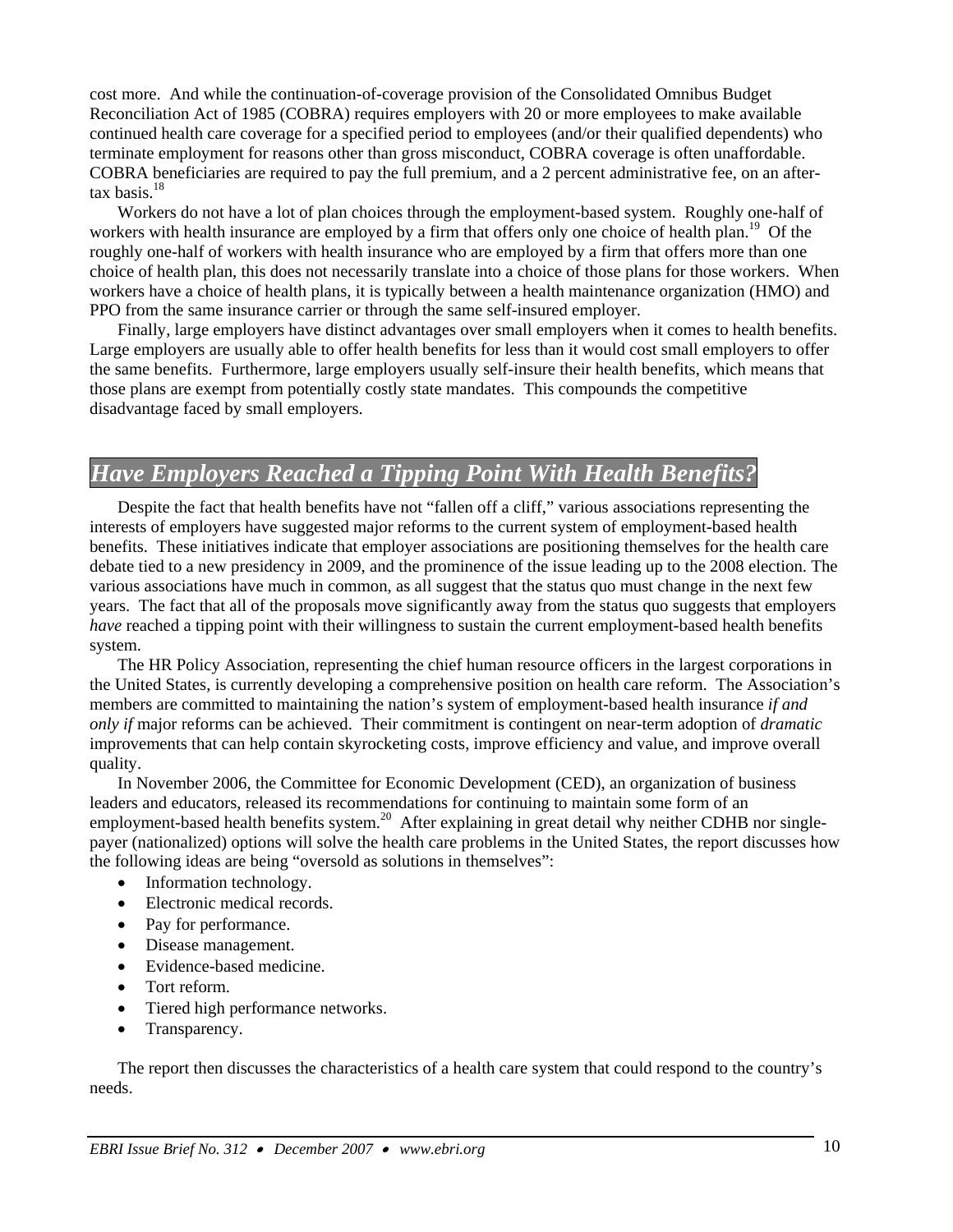cost more. And while the continuation-of-coverage provision of the Consolidated Omnibus Budget Reconciliation Act of 1985 (COBRA) requires employers with 20 or more employees to make available continued health care coverage for a specified period to employees (and/or their qualified dependents) who terminate employment for reasons other than gross misconduct, COBRA coverage is often unaffordable. COBRA beneficiaries are required to pay the full premium, and a 2 percent administrative fee, on an after-tax basis.[18]

Workers do not have a lot of plan choices through the employment-based system. Roughly one-half of workers with health insurance are employed by a firm that offers only one choice of health plan.[19] Of the roughly one-half of workers with health insurance who are employed by a firm that offers more than one choice of health plan, this does not necessarily translate into a choice of those plans for those workers. When workers have a choice of health plans, it is typically between a health maintenance organization (HMO) and PPO from the same insurance carrier or through the same self-insured employer.

Finally, large employers have distinct advantages over small employers when it comes to health benefits. Large employers are usually able to offer health benefits for less than it would cost small employers to offer the same benefits. Furthermore, large employers usually self-insure their health benefits, which means that those plans are exempt from potentially costly state mandates. This compounds the competitive disadvantage faced by small employers.

## *Have Employers Reached a Tipping Point With Health Benefits?*

Despite the fact that health benefits have not "fallen off a cliff," various associations representing the interests of employers have suggested major reforms to the current system of employment-based health benefits. These initiatives indicate that employer associations are positioning themselves for the health care debate tied to a new presidency in 2009, and the prominence of the issue leading up to the 2008 election. The various associations have much in common, as all suggest that the status quo must change in the next few years. The fact that all of the proposals move significantly away from the status quo suggests that employers *have* reached a tipping point with their willingness to sustain the current employment-based health benefits system.

The HR Policy Association, representing the chief human resource officers in the largest corporations in the United States, is currently developing a comprehensive position on health care reform. The Association's members are committed to maintaining the nation's system of employment-based health insurance *if and only if* major reforms can be achieved. Their commitment is contingent on near-term adoption of *dramatic* improvements that can help contain skyrocketing costs, improve efficiency and value, and improve overall quality.

In November 2006, the Committee for Economic Development (CED), an organization of business leaders and educators, released its recommendations for continuing to maintain some form of an employment-based health benefits system.[20] After explaining in great detail why neither CDHB nor single-payer (nationalized) options will solve the health care problems in the United States, the report discusses how the following ideas are being "oversold as solutions in themselves":

- Information technology.
- Electronic medical records.
- Pay for performance.
- Disease management.
- Evidence-based medicine.
- Tort reform.
- Tiered high performance networks.
- Transparency.

The report then discusses the characteristics of a health care system that could respond to the country's needs.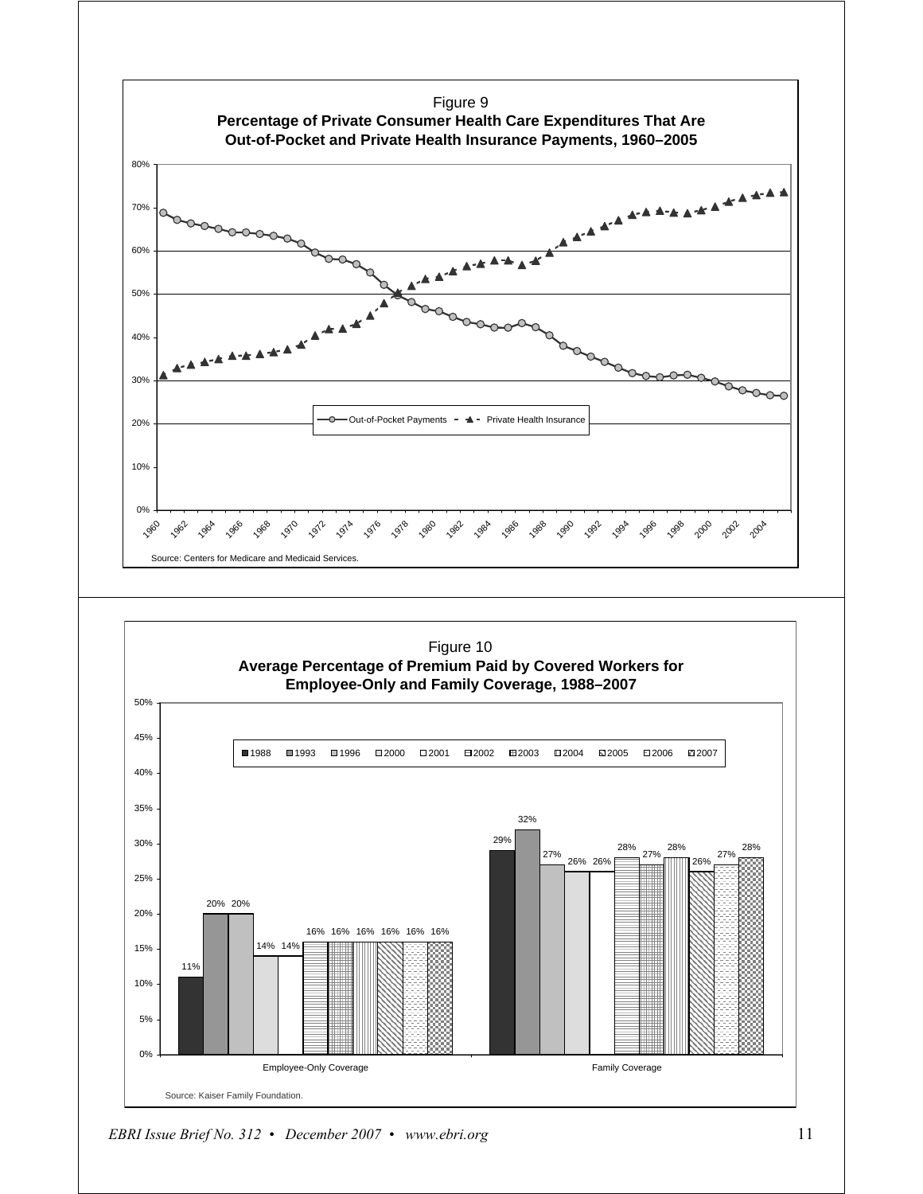Figure 9

**Percentage of Private Consumer Health Care Expenditures That Are Out-of-Pocket and Private Health Insurance Payments, 1960–2005**

Source: Centers for Medicare and Medicaid Services.

Figure 10

**Average Percentage of Premium Paid by Covered Workers for Employee-Only and Family Coverage, 1988–2007**

| | 1988 | 1993 | 1996 | 2000 | 2001 | 2002 | 2003 | 2004 | 2005 | 2006 | 2007 |
|---|---|---|---|---|---|---|---|---|---|---|---|
| Employee-Only Coverage | 11% | 20% | 20% | 14% | 14% | 16% | 16% | 16% | 16% | 16% | 16% |
| Family Coverage | 29% | 32% | 27% | 26% | 26% | 28% | 27% | 28% | 26% | 27% | 28% |

Source: Kaiser Family Foundation.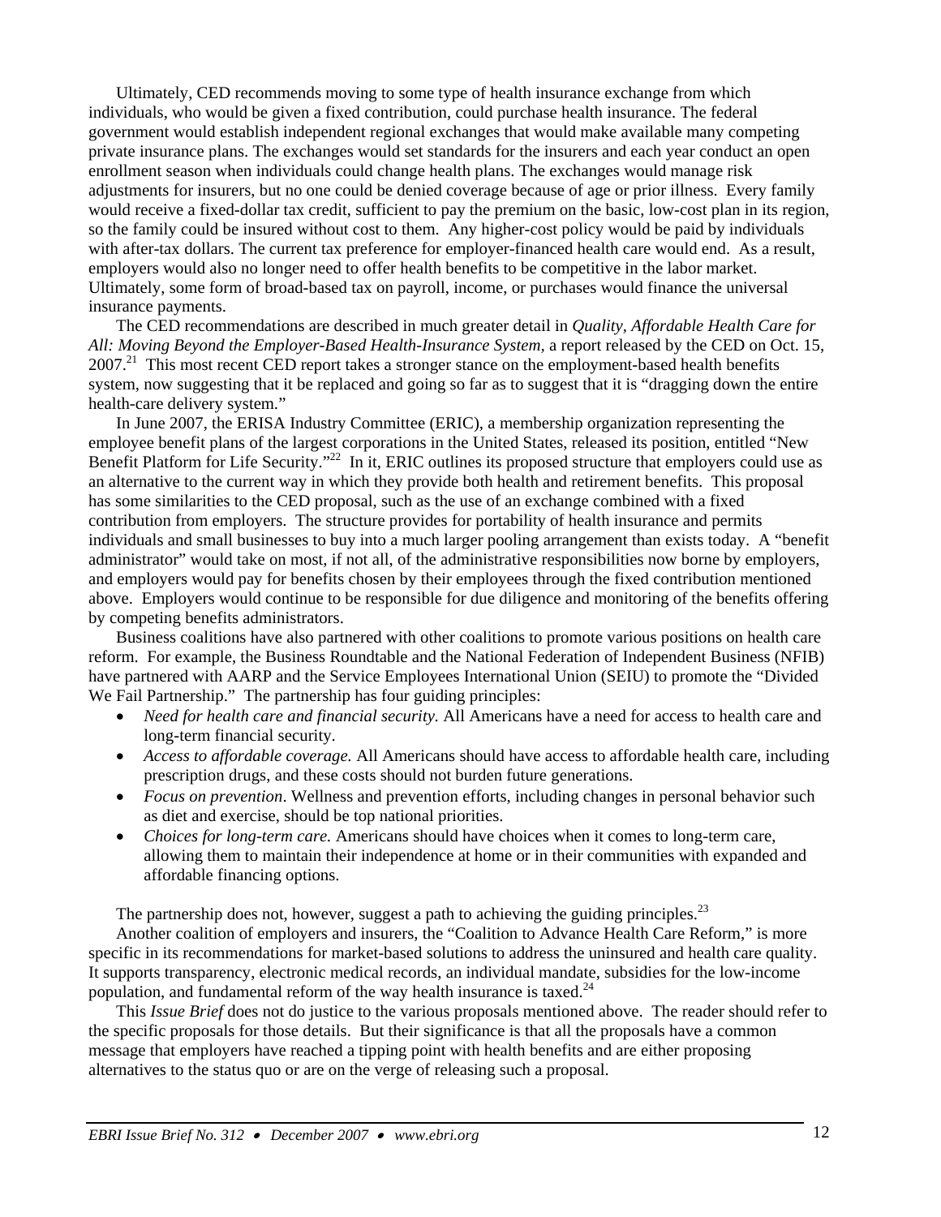Ultimately, CED recommends moving to some type of health insurance exchange from which individuals, who would be given a fixed contribution, could purchase health insurance. The federal government would establish independent regional exchanges that would make available many competing private insurance plans. The exchanges would set standards for the insurers and each year conduct an open enrollment season when individuals could change health plans. The exchanges would manage risk adjustments for insurers, but no one could be denied coverage because of age or prior illness. Every family would receive a fixed-dollar tax credit, sufficient to pay the premium on the basic, low-cost plan in its region, so the family could be insured without cost to them. Any higher-cost policy would be paid by individuals with after-tax dollars. The current tax preference for employer-financed health care would end. As a result, employers would also no longer need to offer health benefits to be competitive in the labor market. Ultimately, some form of broad-based tax on payroll, income, or purchases would finance the universal insurance payments.

The CED recommendations are described in much greater detail in *Quality, Affordable Health Care for All: Moving Beyond the Employer-Based Health-Insurance System,* a report released by the CED on Oct. 15, 2007.[21] This most recent CED report takes a stronger stance on the employment-based health benefits system, now suggesting that it be replaced and going so far as to suggest that it is "dragging down the entire health-care delivery system."

In June 2007, the ERISA Industry Committee (ERIC), a membership organization representing the employee benefit plans of the largest corporations in the United States, released its position, entitled "New Benefit Platform for Life Security."[22] In it, ERIC outlines its proposed structure that employers could use as an alternative to the current way in which they provide both health and retirement benefits. This proposal has some similarities to the CED proposal, such as the use of an exchange combined with a fixed contribution from employers. The structure provides for portability of health insurance and permits individuals and small businesses to buy into a much larger pooling arrangement than exists today. A "benefit administrator" would take on most, if not all, of the administrative responsibilities now borne by employers, and employers would pay for benefits chosen by their employees through the fixed contribution mentioned above. Employers would continue to be responsible for due diligence and monitoring of the benefits offering by competing benefits administrators.

Business coalitions have also partnered with other coalitions to promote various positions on health care reform. For example, the Business Roundtable and the National Federation of Independent Business (NFIB) have partnered with AARP and the Service Employees International Union (SEIU) to promote the "Divided We Fail Partnership." The partnership has four guiding principles:

- *Need for health care and financial security.* All Americans have a need for access to health care and long-term financial security.
- *Access to affordable coverage.* All Americans should have access to affordable health care, including prescription drugs, and these costs should not burden future generations.
- *Focus on prevention*. Wellness and prevention efforts, including changes in personal behavior such as diet and exercise, should be top national priorities.
- *Choices for long-term care.* Americans should have choices when it comes to long-term care, allowing them to maintain their independence at home or in their communities with expanded and affordable financing options.

The partnership does not, however, suggest a path to achieving the guiding principles.[23]

Another coalition of employers and insurers, the "Coalition to Advance Health Care Reform," is more specific in its recommendations for market-based solutions to address the uninsured and health care quality. It supports transparency, electronic medical records, an individual mandate, subsidies for the low-income population, and fundamental reform of the way health insurance is taxed.[24]

This *Issue Brief* does not do justice to the various proposals mentioned above. The reader should refer to the specific proposals for those details. But their significance is that all the proposals have a common message that employers have reached a tipping point with health benefits and are either proposing alternatives to the status quo or are on the verge of releasing such a proposal.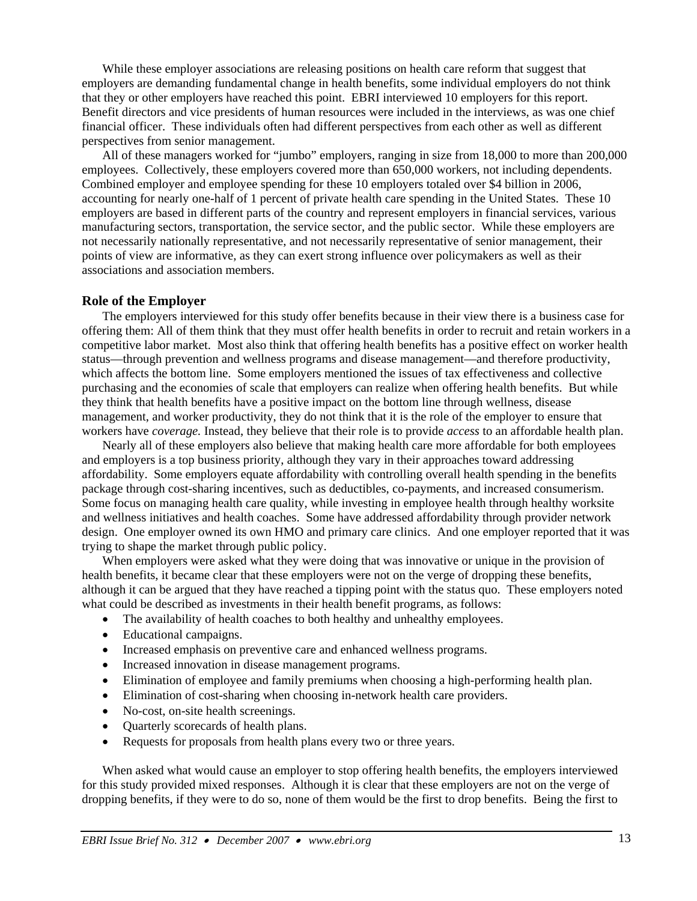While these employer associations are releasing positions on health care reform that suggest that employers are demanding fundamental change in health benefits, some individual employers do not think that they or other employers have reached this point. EBRI interviewed 10 employers for this report. Benefit directors and vice presidents of human resources were included in the interviews, as was one chief financial officer. These individuals often had different perspectives from each other as well as different perspectives from senior management.

All of these managers worked for "jumbo" employers, ranging in size from 18,000 to more than 200,000 employees. Collectively, these employers covered more than 650,000 workers, not including dependents. Combined employer and employee spending for these 10 employers totaled over $4 billion in 2006, accounting for nearly one-half of 1 percent of private health care spending in the United States. These 10 employers are based in different parts of the country and represent employers in financial services, various manufacturing sectors, transportation, the service sector, and the public sector. While these employers are not necessarily nationally representative, and not necessarily representative of senior management, their points of view are informative, as they can exert strong influence over policymakers as well as their associations and association members.

## Role of the Employer

The employers interviewed for this study offer benefits because in their view there is a business case for offering them: All of them think that they must offer health benefits in order to recruit and retain workers in a competitive labor market. Most also think that offering health benefits has a positive effect on worker health status—through prevention and wellness programs and disease management—and therefore productivity, which affects the bottom line. Some employers mentioned the issues of tax effectiveness and collective purchasing and the economies of scale that employers can realize when offering health benefits. But while they think that health benefits have a positive impact on the bottom line through wellness, disease management, and worker productivity, they do not think that it is the role of the employer to ensure that workers have *coverage.* Instead, they believe that their role is to provide *access* to an affordable health plan.

Nearly all of these employers also believe that making health care more affordable for both employees and employers is a top business priority, although they vary in their approaches toward addressing affordability. Some employers equate affordability with controlling overall health spending in the benefits package through cost-sharing incentives, such as deductibles, co-payments, and increased consumerism. Some focus on managing health care quality, while investing in employee health through healthy worksite and wellness initiatives and health coaches. Some have addressed affordability through provider network design. One employer owned its own HMO and primary care clinics. And one employer reported that it was trying to shape the market through public policy.

When employers were asked what they were doing that was innovative or unique in the provision of health benefits, it became clear that these employers were not on the verge of dropping these benefits, although it can be argued that they have reached a tipping point with the status quo. These employers noted what could be described as investments in their health benefit programs, as follows:

- The availability of health coaches to both healthy and unhealthy employees.
- Educational campaigns.
- Increased emphasis on preventive care and enhanced wellness programs.
- Increased innovation in disease management programs.
- Elimination of employee and family premiums when choosing a high-performing health plan.
- Elimination of cost-sharing when choosing in-network health care providers.
- No-cost, on-site health screenings.
- Quarterly scorecards of health plans.
- Requests for proposals from health plans every two or three years.

When asked what would cause an employer to stop offering health benefits, the employers interviewed for this study provided mixed responses. Although it is clear that these employers are not on the verge of dropping benefits, if they were to do so, none of them would be the first to drop benefits. Being the first to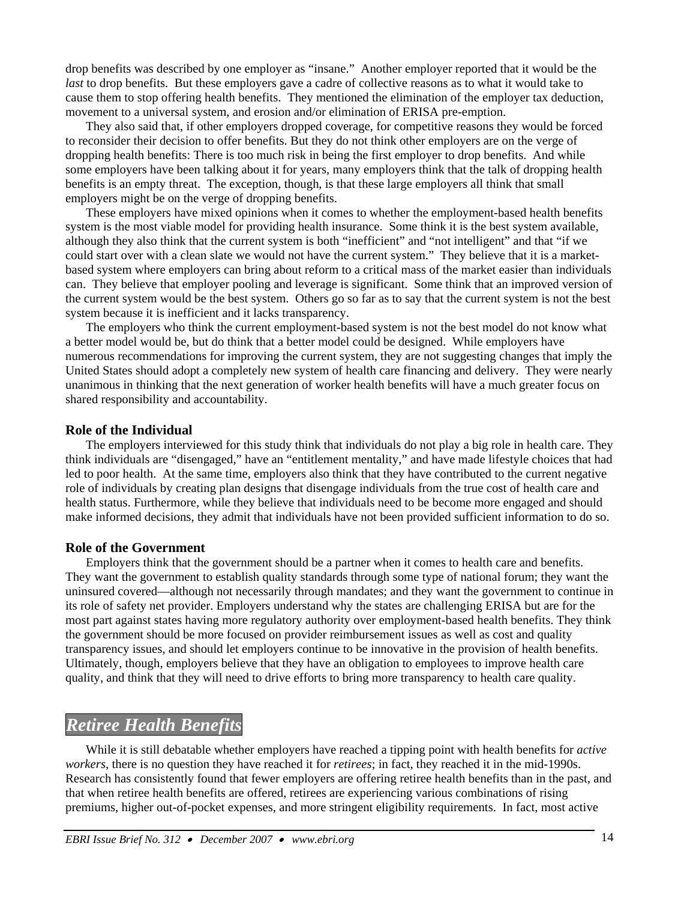drop benefits was described by one employer as "insane." Another employer reported that it would be the *last* to drop benefits. But these employers gave a cadre of collective reasons as to what it would take to cause them to stop offering health benefits. They mentioned the elimination of the employer tax deduction, movement to a universal system, and erosion and/or elimination of ERISA pre-emption.

They also said that, if other employers dropped coverage, for competitive reasons they would be forced to reconsider their decision to offer benefits. But they do not think other employers are on the verge of dropping health benefits: There is too much risk in being the first employer to drop benefits. And while some employers have been talking about it for years, many employers think that the talk of dropping health benefits is an empty threat. The exception, though, is that these large employers all think that small employers might be on the verge of dropping benefits.

These employers have mixed opinions when it comes to whether the employment-based health benefits system is the most viable model for providing health insurance. Some think it is the best system available, although they also think that the current system is both "inefficient" and "not intelligent" and that "if we could start over with a clean slate we would not have the current system." They believe that it is a market-based system where employers can bring about reform to a critical mass of the market easier than individuals can. They believe that employer pooling and leverage is significant. Some think that an improved version of the current system would be the best system. Others go so far as to say that the current system is not the best system because it is inefficient and it lacks transparency.

The employers who think the current employment-based system is not the best model do not know what a better model would be, but do think that a better model could be designed. While employers have numerous recommendations for improving the current system, they are not suggesting changes that imply the United States should adopt a completely new system of health care financing and delivery. They were nearly unanimous in thinking that the next generation of worker health benefits will have a much greater focus on shared responsibility and accountability.

### Role of the Individual

The employers interviewed for this study think that individuals do not play a big role in health care. They think individuals are "disengaged," have an "entitlement mentality," and have made lifestyle choices that had led to poor health. At the same time, employers also think that they have contributed to the current negative role of individuals by creating plan designs that disengage individuals from the true cost of health care and health status. Furthermore, while they believe that individuals need to be become more engaged and should make informed decisions, they admit that individuals have not been provided sufficient information to do so.

### Role of the Government

Employers think that the government should be a partner when it comes to health care and benefits. They want the government to establish quality standards through some type of national forum; they want the uninsured covered—although not necessarily through mandates; and they want the government to continue in its role of safety net provider. Employers understand why the states are challenging ERISA but are for the most part against states having more regulatory authority over employment-based health benefits. They think the government should be more focused on provider reimbursement issues as well as cost and quality transparency issues, and should let employers continue to be innovative in the provision of health benefits. Ultimately, though, employers believe that they have an obligation to employees to improve health care quality, and think that they will need to drive efforts to bring more transparency to health care quality.

## *Retiree Health Benefits*

While it is still debatable whether employers have reached a tipping point with health benefits for *active workers*, there is no question they have reached it for *retirees*; in fact, they reached it in the mid-1990s. Research has consistently found that fewer employers are offering retiree health benefits than in the past, and that when retiree health benefits are offered, retirees are experiencing various combinations of rising premiums, higher out-of-pocket expenses, and more stringent eligibility requirements. In fact, most active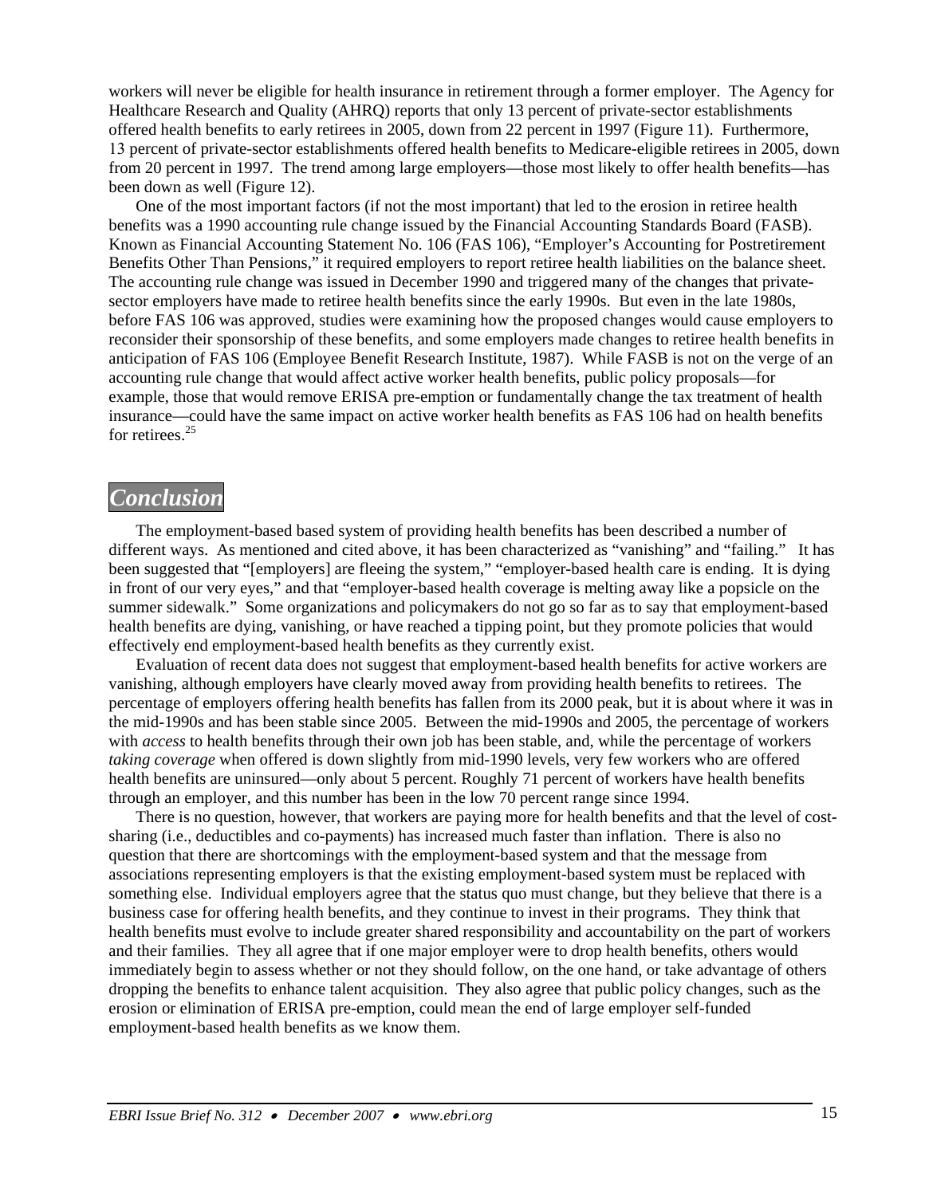workers will never be eligible for health insurance in retirement through a former employer. The Agency for Healthcare Research and Quality (AHRQ) reports that only 13 percent of private-sector establishments offered health benefits to early retirees in 2005, down from 22 percent in 1997 (Figure 11). Furthermore, 13 percent of private-sector establishments offered health benefits to Medicare-eligible retirees in 2005, down from 20 percent in 1997. The trend among large employers—those most likely to offer health benefits—has been down as well (Figure 12).

One of the most important factors (if not the most important) that led to the erosion in retiree health benefits was a 1990 accounting rule change issued by the Financial Accounting Standards Board (FASB). Known as Financial Accounting Statement No. 106 (FAS 106), "Employer's Accounting for Postretirement Benefits Other Than Pensions," it required employers to report retiree health liabilities on the balance sheet. The accounting rule change was issued in December 1990 and triggered many of the changes that private-sector employers have made to retiree health benefits since the early 1990s. But even in the late 1980s, before FAS 106 was approved, studies were examining how the proposed changes would cause employers to reconsider their sponsorship of these benefits, and some employers made changes to retiree health benefits in anticipation of FAS 106 (Employee Benefit Research Institute, 1987). While FASB is not on the verge of an accounting rule change that would affect active worker health benefits, public policy proposals—for example, those that would remove ERISA pre-emption or fundamentally change the tax treatment of health insurance—could have the same impact on active worker health benefits as FAS 106 had on health benefits for retirees.[25]

## *Conclusion*

The employment-based based system of providing health benefits has been described a number of different ways. As mentioned and cited above, it has been characterized as "vanishing" and "failing." It has been suggested that "[employers] are fleeing the system," "employer-based health care is ending. It is dying in front of our very eyes," and that "employer-based health coverage is melting away like a popsicle on the summer sidewalk." Some organizations and policymakers do not go so far as to say that employment-based health benefits are dying, vanishing, or have reached a tipping point, but they promote policies that would effectively end employment-based health benefits as they currently exist.

Evaluation of recent data does not suggest that employment-based health benefits for active workers are vanishing, although employers have clearly moved away from providing health benefits to retirees. The percentage of employers offering health benefits has fallen from its 2000 peak, but it is about where it was in the mid-1990s and has been stable since 2005. Between the mid-1990s and 2005, the percentage of workers with *access* to health benefits through their own job has been stable, and, while the percentage of workers *taking coverage* when offered is down slightly from mid-1990 levels, very few workers who are offered health benefits are uninsured—only about 5 percent. Roughly 71 percent of workers have health benefits through an employer, and this number has been in the low 70 percent range since 1994.

There is no question, however, that workers are paying more for health benefits and that the level of cost-sharing (i.e., deductibles and co-payments) has increased much faster than inflation. There is also no question that there are shortcomings with the employment-based system and that the message from associations representing employers is that the existing employment-based system must be replaced with something else. Individual employers agree that the status quo must change, but they believe that there is a business case for offering health benefits, and they continue to invest in their programs. They think that health benefits must evolve to include greater shared responsibility and accountability on the part of workers and their families. They all agree that if one major employer were to drop health benefits, others would immediately begin to assess whether or not they should follow, on the one hand, or take advantage of others dropping the benefits to enhance talent acquisition. They also agree that public policy changes, such as the erosion or elimination of ERISA pre-emption, could mean the end of large employer self-funded employment-based health benefits as we know them.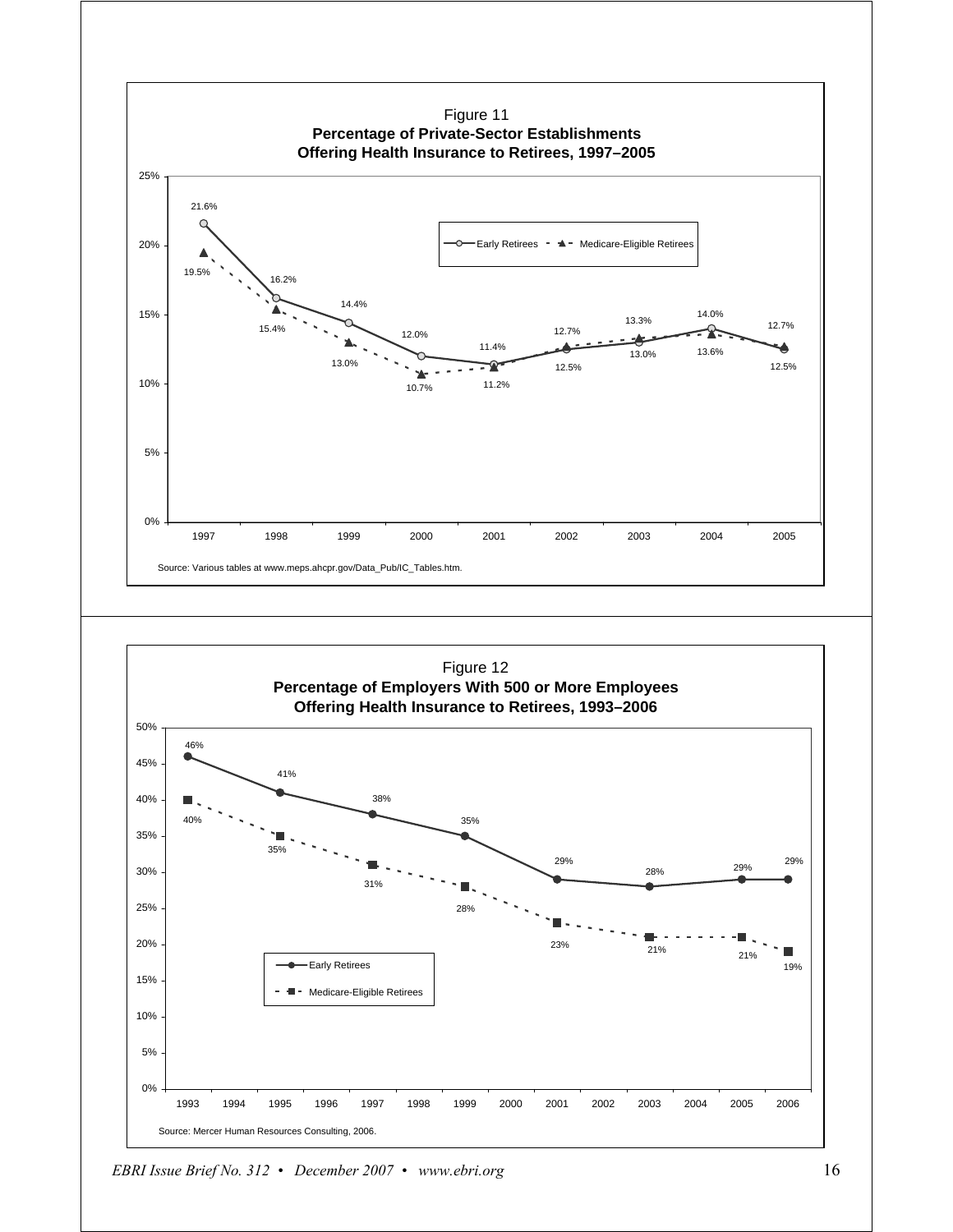Figure 11
**Percentage of Private-Sector Establishments Offering Health Insurance to Retirees, 1997–2005**

| Year | Early Retirees | Medicare-Eligible Retirees |
| --- | --- | --- |
| 1997 | 21.6% | 19.5% |
| 1998 | 16.2% | 15.4% |
| 1999 | 14.4% | 13.0% |
| 2000 | 12.0% | 10.7% |
| 2001 | 11.4% | 11.2% |
| 2002 | 12.5% | 12.7% |
| 2003 | 13.0% | 13.3% |
| 2004 | 14.0% | 13.6% |
| 2005 | 12.5% | 12.7% |

Source: Various tables at www.meps.ahcpr.gov/Data_Pub/IC_Tables.htm.

Figure 12
**Percentage of Employers With 500 or More Employees Offering Health Insurance to Retirees, 1993–2006**

| Year | Early Retirees | Medicare-Eligible Retirees |
| --- | --- | --- |
| 1993 | 46% | 40% |
| 1995 | 41% | 35% |
| 1997 | 38% | 31% |
| 1999 | 35% | 28% |
| 2001 | 29% | 23% |
| 2003 | 28% | 21% |
| 2005 | 29% | 21% |
| 2006 | 29% | 19% |

Source: Mercer Human Resources Consulting, 2006.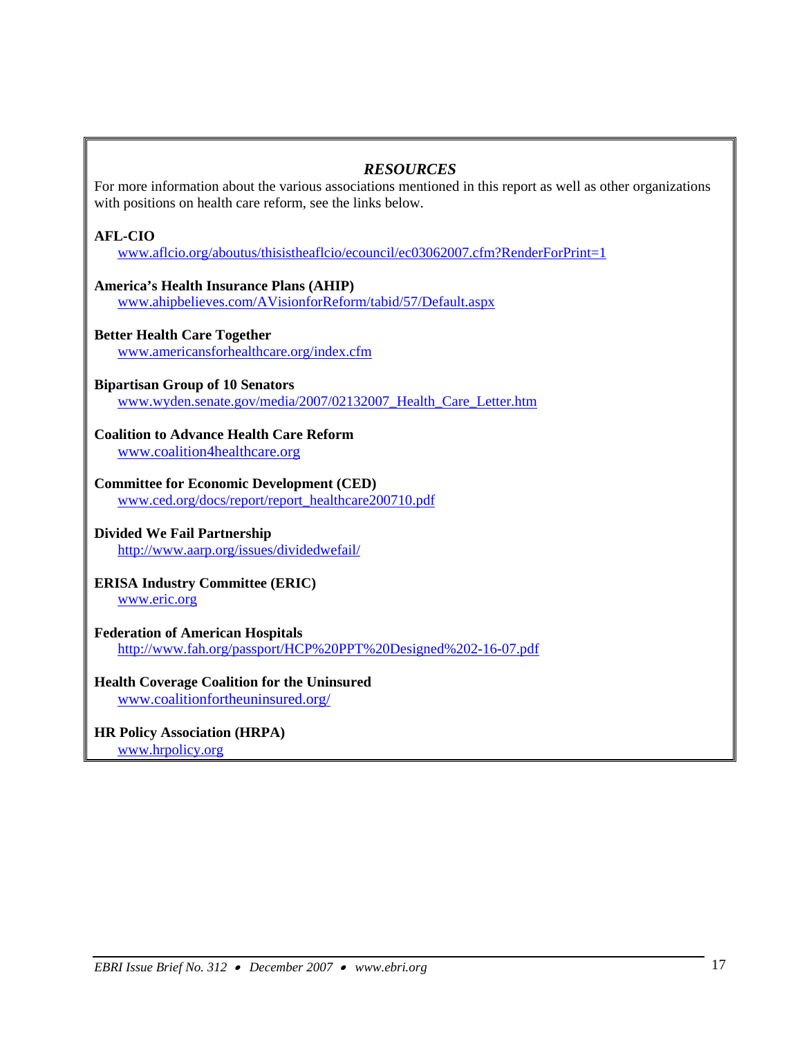## *RESOURCES*

For more information about the various associations mentioned in this report as well as other organizations with positions on health care reform, see the links below.

**AFL-CIO**
www.aflcio.org/aboutus/thisistheaflcio/ecouncil/ec03062007.cfm?RenderForPrint=1

**America's Health Insurance Plans (AHIP)**
www.ahipbelieves.com/AVisionforReform/tabid/57/Default.aspx

**Better Health Care Together**
www.americansforhealthcare.org/index.cfm

**Bipartisan Group of 10 Senators**
www.wyden.senate.gov/media/2007/02132007_Health_Care_Letter.htm

**Coalition to Advance Health Care Reform**
www.coalition4healthcare.org

**Committee for Economic Development (CED)**
www.ced.org/docs/report/report_healthcare200710.pdf

**Divided We Fail Partnership**
http://www.aarp.org/issues/dividedwefail/

**ERISA Industry Committee (ERIC)**
www.eric.org

**Federation of American Hospitals**
http://www.fah.org/passport/HCP%20PPT%20Designed%202-16-07.pdf

**Health Coverage Coalition for the Uninsured**
www.coalitionfortheuninsured.org/

**HR Policy Association (HRPA)**
www.hrpolicy.org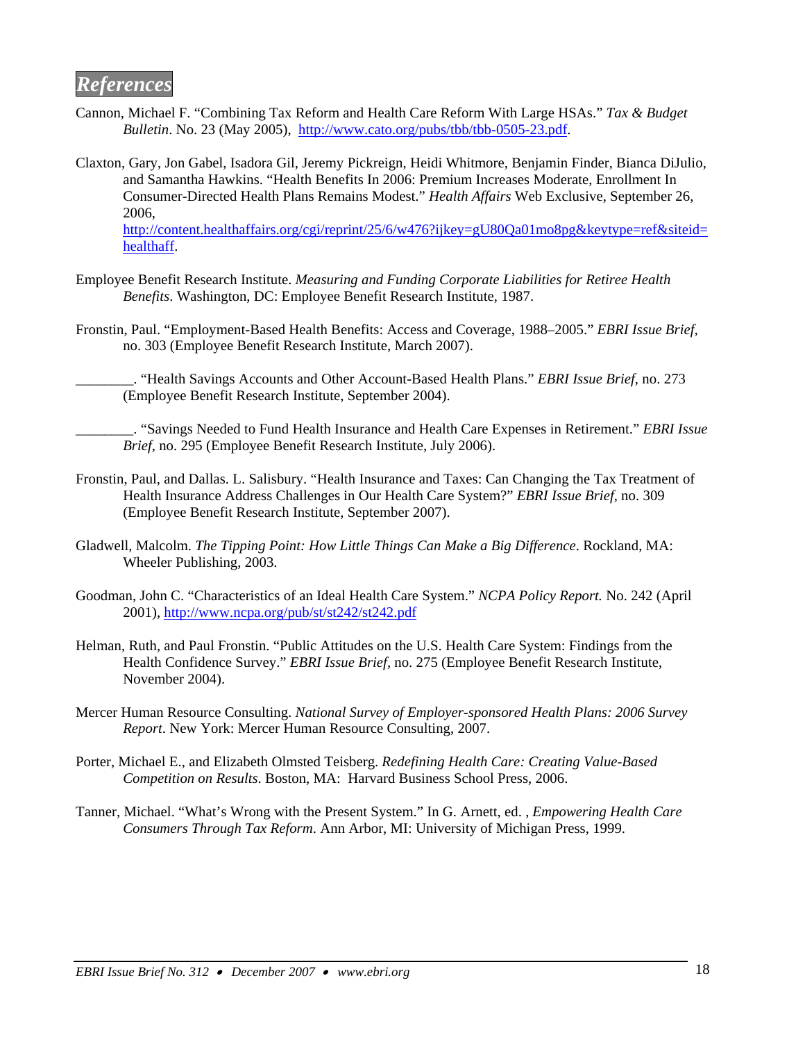## *References*

Cannon, Michael F. "Combining Tax Reform and Health Care Reform With Large HSAs." *Tax & Budget Bulletin*. No. 23 (May 2005), http://www.cato.org/pubs/tbb/tbb-0505-23.pdf.

Claxton, Gary, Jon Gabel, Isadora Gil, Jeremy Pickreign, Heidi Whitmore, Benjamin Finder, Bianca DiJulio, and Samantha Hawkins. "Health Benefits In 2006: Premium Increases Moderate, Enrollment In Consumer-Directed Health Plans Remains Modest." *Health Affairs* Web Exclusive, September 26, 2006, http://content.healthaffairs.org/cgi/reprint/25/6/w476?ijkey=gU80Qa01mo8pg&keytype=ref&siteid=healthaff.

Employee Benefit Research Institute. *Measuring and Funding Corporate Liabilities for Retiree Health Benefits*. Washington, DC: Employee Benefit Research Institute, 1987.

Fronstin, Paul. "Employment-Based Health Benefits: Access and Coverage, 1988–2005." *EBRI Issue Brief*, no. 303 (Employee Benefit Research Institute, March 2007).

________. "Health Savings Accounts and Other Account-Based Health Plans." *EBRI Issue Brief*, no. 273 (Employee Benefit Research Institute, September 2004).

________. "Savings Needed to Fund Health Insurance and Health Care Expenses in Retirement." *EBRI Issue Brief*, no. 295 (Employee Benefit Research Institute, July 2006).

Fronstin, Paul, and Dallas. L. Salisbury. "Health Insurance and Taxes: Can Changing the Tax Treatment of Health Insurance Address Challenges in Our Health Care System?" *EBRI Issue Brief*, no. 309 (Employee Benefit Research Institute, September 2007).

Gladwell, Malcolm. *The Tipping Point: How Little Things Can Make a Big Difference*. Rockland, MA: Wheeler Publishing, 2003.

Goodman, John C. "Characteristics of an Ideal Health Care System." *NCPA Policy Report.* No. 242 (April 2001), http://www.ncpa.org/pub/st/st242/st242.pdf

Helman, Ruth, and Paul Fronstin. "Public Attitudes on the U.S. Health Care System: Findings from the Health Confidence Survey." *EBRI Issue Brief*, no. 275 (Employee Benefit Research Institute, November 2004).

Mercer Human Resource Consulting. *National Survey of Employer-sponsored Health Plans: 2006 Survey Report*. New York: Mercer Human Resource Consulting, 2007.

Porter, Michael E., and Elizabeth Olmsted Teisberg. *Redefining Health Care: Creating Value-Based Competition on Results*. Boston, MA: Harvard Business School Press, 2006.

Tanner, Michael. "What's Wrong with the Present System." In G. Arnett, ed. , *Empowering Health Care Consumers Through Tax Reform*. Ann Arbor, MI: University of Michigan Press, 1999.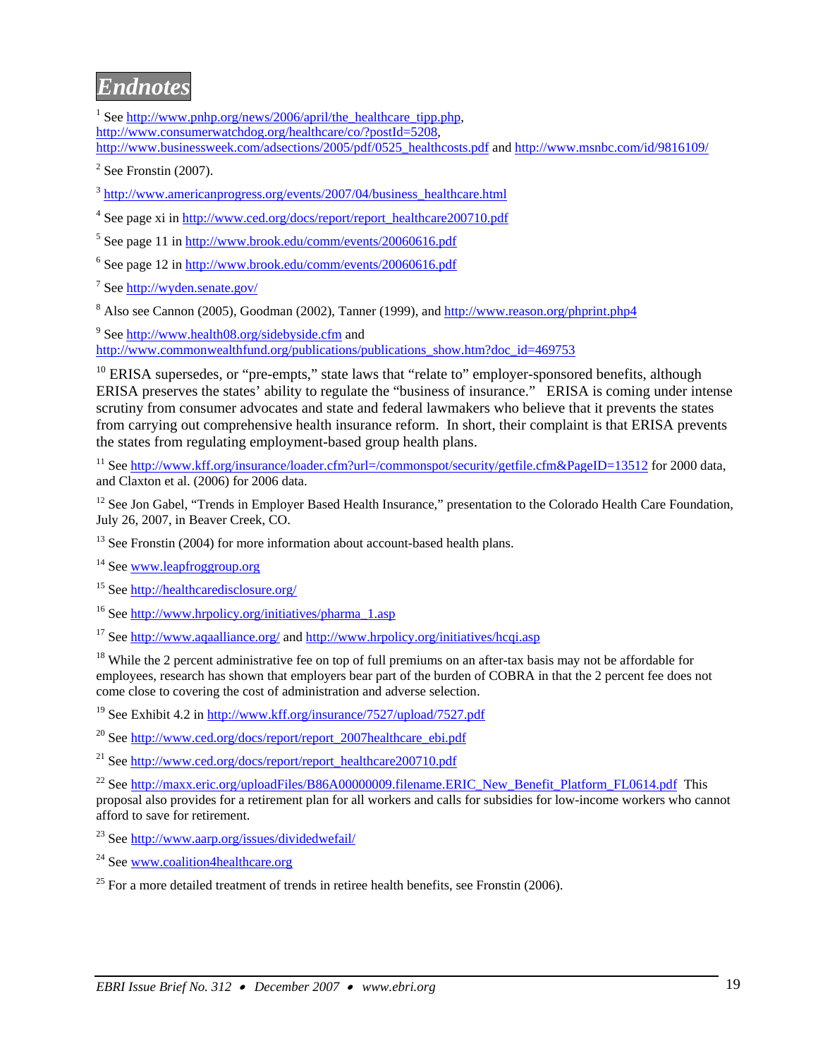# Endnotes

[1] See http://www.pnhp.org/news/2006/april/the_healthcare_tipp.php, http://www.consumerwatchdog.org/healthcare/co/?postId=5208, http://www.businessweek.com/adsections/2005/pdf/0525_healthcosts.pdf and http://www.msnbc.com/id/9816109/

[2] See Fronstin (2007).

[3] http://www.americanprogress.org/events/2007/04/business_healthcare.html

[4] See page xi in http://www.ced.org/docs/report/report_healthcare200710.pdf

[5] See page 11 in http://www.brook.edu/comm/events/20060616.pdf

[6] See page 12 in http://www.brook.edu/comm/events/20060616.pdf

[7] See http://wyden.senate.gov/

[8] Also see Cannon (2005), Goodman (2002), Tanner (1999), and http://www.reason.org/phprint.php4

[9] See http://www.health08.org/sidebyside.cfm and http://www.commonwealthfund.org/publications/publications_show.htm?doc_id=469753

[10] ERISA supersedes, or "pre-empts," state laws that "relate to" employer-sponsored benefits, although ERISA preserves the states' ability to regulate the "business of insurance." ERISA is coming under intense scrutiny from consumer advocates and state and federal lawmakers who believe that it prevents the states from carrying out comprehensive health insurance reform. In short, their complaint is that ERISA prevents the states from regulating employment-based group health plans.

[11] See http://www.kff.org/insurance/loader.cfm?url=/commonspot/security/getfile.cfm&PageID=13512 for 2000 data, and Claxton et al. (2006) for 2006 data.

[12] See Jon Gabel, "Trends in Employer Based Health Insurance," presentation to the Colorado Health Care Foundation, July 26, 2007, in Beaver Creek, CO.

[13] See Fronstin (2004) for more information about account-based health plans.

[14] See www.leapfroggroup.org

[15] See http://healthcaredisclosure.org/

[16] See http://www.hrpolicy.org/initiatives/pharma_1.asp

[17] See http://www.aqaalliance.org/ and http://www.hrpolicy.org/initiatives/hcqi.asp

[18] While the 2 percent administrative fee on top of full premiums on an after-tax basis may not be affordable for employees, research has shown that employers bear part of the burden of COBRA in that the 2 percent fee does not come close to covering the cost of administration and adverse selection.

[19] See Exhibit 4.2 in http://www.kff.org/insurance/7527/upload/7527.pdf

[20] See http://www.ced.org/docs/report/report_2007healthcare_ebi.pdf

[21] See http://www.ced.org/docs/report/report_healthcare200710.pdf

[22] See http://maxx.eric.org/uploadFiles/B86A00000009.filename.ERIC_New_Benefit_Platform_FL0614.pdf This proposal also provides for a retirement plan for all workers and calls for subsidies for low-income workers who cannot afford to save for retirement.

[23] See http://www.aarp.org/issues/dividedwefail/

[24] See www.coalition4healthcare.org

[25] For a more detailed treatment of trends in retiree health benefits, see Fronstin (2006).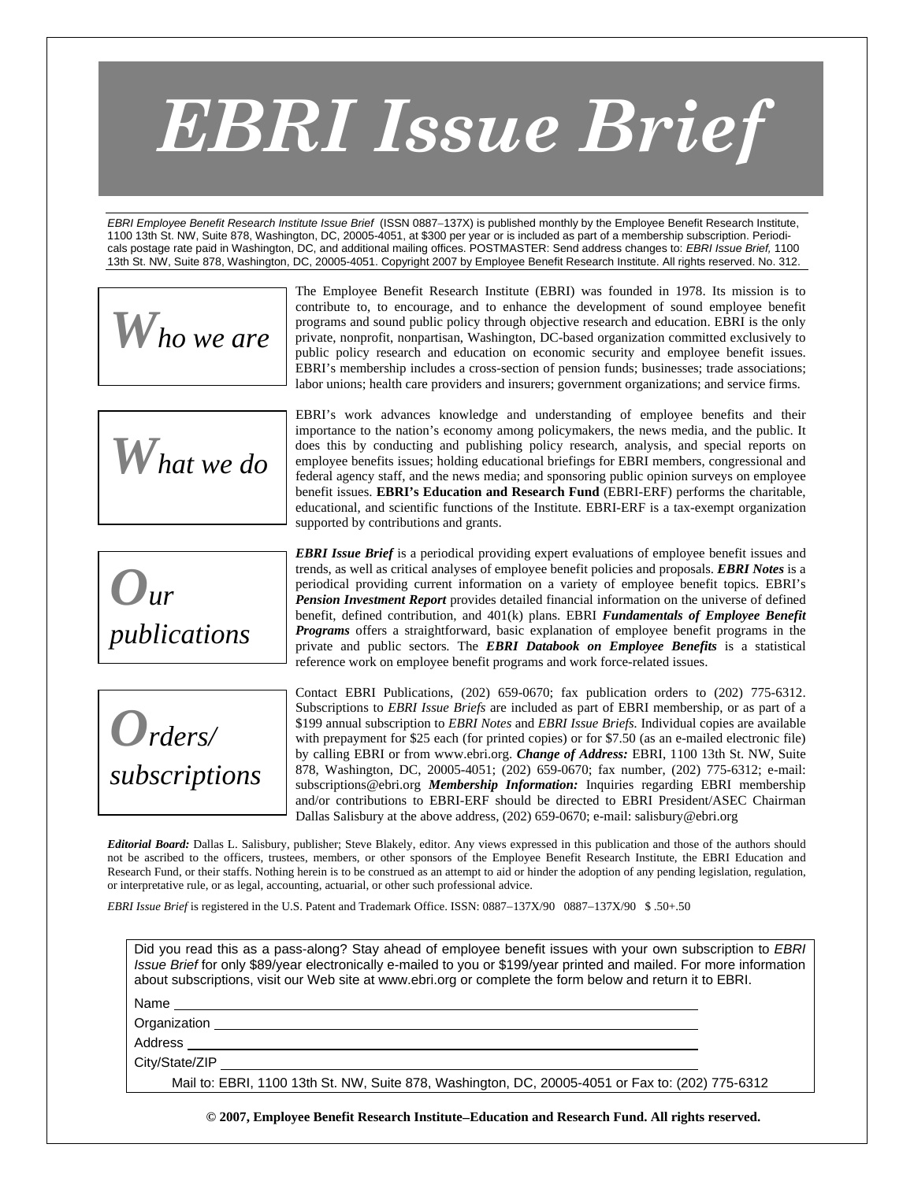# EBRI Issue Brief

*EBRI Employee Benefit Research Institute Issue Brief* (ISSN 0887–137X) is published monthly by the Employee Benefit Research Institute, 1100 13th St. NW, Suite 878, Washington, DC, 20005-4051, at $300 per year or is included as part of a membership subscription. Periodicals postage rate paid in Washington, DC, and additional mailing offices. POSTMASTER: Send address changes to: *EBRI Issue Brief,* 1100 13th St. NW, Suite 878, Washington, DC, 20005-4051. Copyright 2007 by Employee Benefit Research Institute. All rights reserved. No. 312.

## *Who we are*

The Employee Benefit Research Institute (EBRI) was founded in 1978. Its mission is to contribute to, to encourage, and to enhance the development of sound employee benefit programs and sound public policy through objective research and education. EBRI is the only private, nonprofit, nonpartisan, Washington, DC-based organization committed exclusively to public policy research and education on economic security and employee benefit issues. EBRI's membership includes a cross-section of pension funds; businesses; trade associations; labor unions; health care providers and insurers; government organizations; and service firms.

## *What we do*

EBRI's work advances knowledge and understanding of employee benefits and their importance to the nation's economy among policymakers, the news media, and the public. It does this by conducting and publishing policy research, analysis, and special reports on employee benefits issues; holding educational briefings for EBRI members, congressional and federal agency staff, and the news media; and sponsoring public opinion surveys on employee benefit issues. **EBRI's Education and Research Fund** (EBRI-ERF) performs the charitable, educational, and scientific functions of the Institute. EBRI-ERF is a tax-exempt organization supported by contributions and grants.

## *Our publications*

***EBRI Issue Brief*** is a periodical providing expert evaluations of employee benefit issues and trends, as well as critical analyses of employee benefit policies and proposals. ***EBRI Notes*** is a periodical providing current information on a variety of employee benefit topics. EBRI's ***Pension Investment Report*** provides detailed financial information on the universe of defined benefit, defined contribution, and 401(k) plans. EBRI ***Fundamentals of Employee Benefit Programs*** offers a straightforward, basic explanation of employee benefit programs in the private and public sectors. The ***EBRI Databook on Employee Benefits*** is a statistical reference work on employee benefit programs and work force-related issues.

## *Orders/ subscriptions*

Contact EBRI Publications, (202) 659-0670; fax publication orders to (202) 775-6312. Subscriptions to *EBRI Issue Briefs* are included as part of EBRI membership, or as part of a $199 annual subscription to *EBRI Notes* and *EBRI Issue Briefs*. Individual copies are available with prepayment for $25 each (for printed copies) or for $7.50 (as an e-mailed electronic file) by calling EBRI or from www.ebri.org. ***Change of Address:*** EBRI, 1100 13th St. NW, Suite 878, Washington, DC, 20005-4051; (202) 659-0670; fax number, (202) 775-6312; e-mail: subscriptions@ebri.org ***Membership Information:*** Inquiries regarding EBRI membership and/or contributions to EBRI-ERF should be directed to EBRI President/ASEC Chairman Dallas Salisbury at the above address, (202) 659-0670; e-mail: salisbury@ebri.org

***Editorial Board:*** Dallas L. Salisbury, publisher; Steve Blakely, editor. Any views expressed in this publication and those of the authors should not be ascribed to the officers, trustees, members, or other sponsors of the Employee Benefit Research Institute, the EBRI Education and Research Fund, or their staffs. Nothing herein is to be construed as an attempt to aid or hinder the adoption of any pending legislation, regulation, or interpretative rule, or as legal, accounting, actuarial, or other such professional advice.

*EBRI Issue Brief* is registered in the U.S. Patent and Trademark Office. ISSN: 0887–137X/90 0887–137X/90 $ .50+.50

Did you read this as a pass-along? Stay ahead of employee benefit issues with your own subscription to *EBRI Issue Brief* for only $89/year electronically e-mailed to you or $199/year printed and mailed. For more information about subscriptions, visit our Web site at www.ebri.org or complete the form below and return it to EBRI.

Name ______________________________

Organization ______________________________

Address ______________________________

City/State/ZIP ______________________________

Mail to: EBRI, 1100 13th St. NW, Suite 878, Washington, DC, 20005-4051 or Fax to: (202) 775-6312

**© 2007, Employee Benefit Research Institute–Education and Research Fund. All rights reserved.**